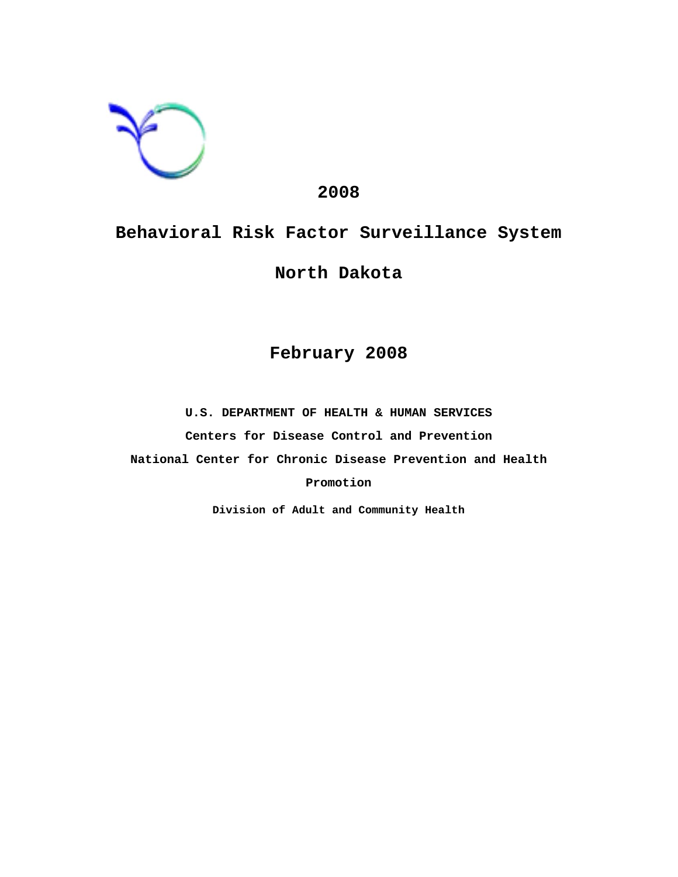# 2008

# Behavioral Risk Factor Surveillance System

# North Dakota

## February 2008

**U.S. DEPARTMENT OF HEALTH & HUMAN SERVICES**

**Centers for Disease Control and Prevention**

**National Center for Chronic Disease Prevention and Health Promotion**

**Division of Adult and Community Health**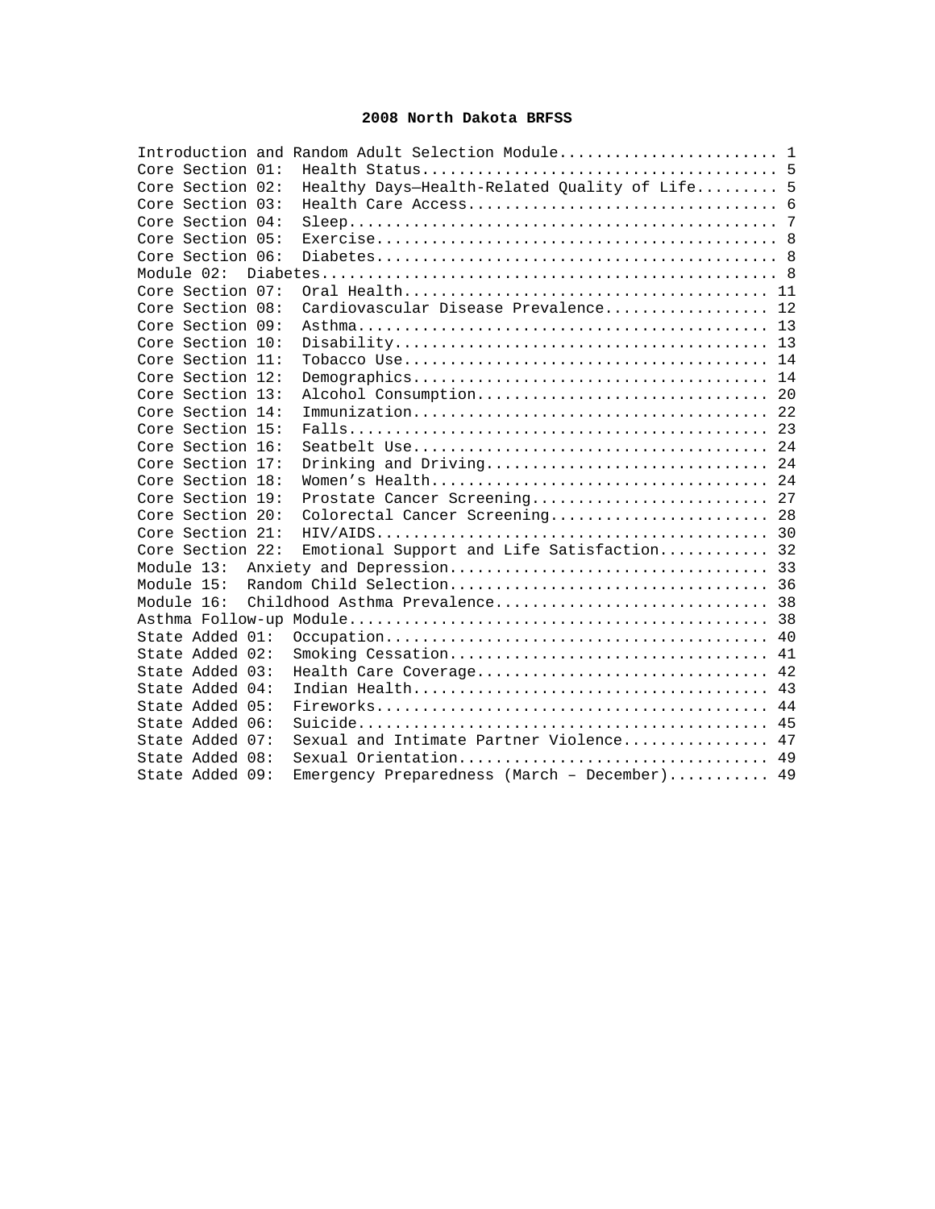# 2008 North Dakota BRFSS

| Section | Title | Page |
|---|---|---|
| Introduction and Random Adult Selection Module | | 1 |
| Core Section 01: | Health Status | 5 |
| Core Section 02: | Healthy Days—Health-Related Quality of Life | 5 |
| Core Section 03: | Health Care Access | 6 |
| Core Section 04: | Sleep | 7 |
| Core Section 05: | Exercise | 8 |
| Core Section 06: | Diabetes | 8 |
| Module 02: | Diabetes | 8 |
| Core Section 07: | Oral Health | 11 |
| Core Section 08: | Cardiovascular Disease Prevalence | 12 |
| Core Section 09: | Asthma | 13 |
| Core Section 10: | Disability | 13 |
| Core Section 11: | Tobacco Use | 14 |
| Core Section 12: | Demographics | 14 |
| Core Section 13: | Alcohol Consumption | 20 |
| Core Section 14: | Immunization | 22 |
| Core Section 15: | Falls | 23 |
| Core Section 16: | Seatbelt Use | 24 |
| Core Section 17: | Drinking and Driving | 24 |
| Core Section 18: | Women's Health | 24 |
| Core Section 19: | Prostate Cancer Screening | 27 |
| Core Section 20: | Colorectal Cancer Screening | 28 |
| Core Section 21: | HIV/AIDS | 30 |
| Core Section 22: | Emotional Support and Life Satisfaction | 32 |
| Module 13: | Anxiety and Depression | 33 |
| Module 15: | Random Child Selection | 36 |
| Module 16: | Childhood Asthma Prevalence | 38 |
| Asthma Follow-up Module | | 38 |
| State Added 01: | Occupation | 40 |
| State Added 02: | Smoking Cessation | 41 |
| State Added 03: | Health Care Coverage | 42 |
| State Added 04: | Indian Health | 43 |
| State Added 05: | Fireworks | 44 |
| State Added 06: | Suicide | 45 |
| State Added 07: | Sexual and Intimate Partner Violence | 47 |
| State Added 08: | Sexual Orientation | 49 |
| State Added 09: | Emergency Preparedness (March – December) | 49 |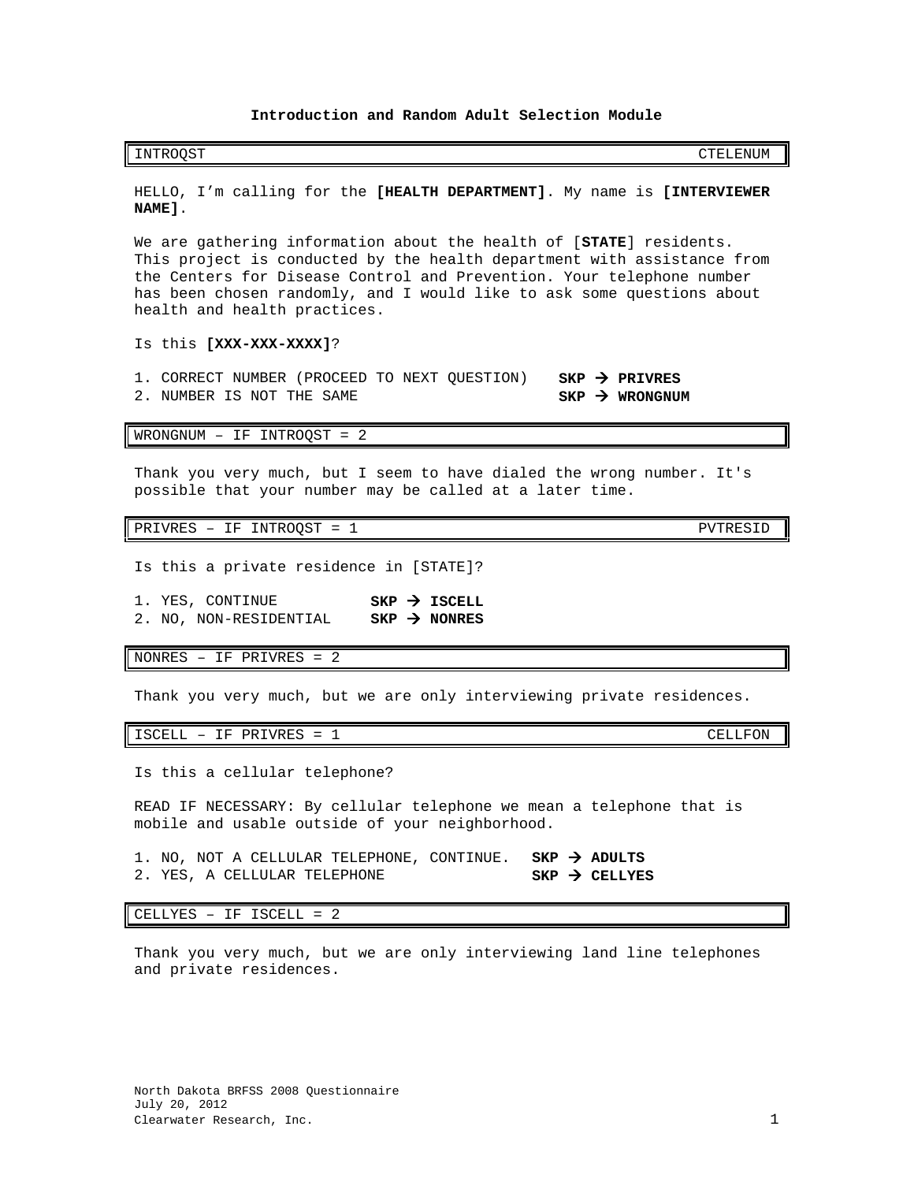## Introduction and Random Adult Selection Module

| INTROQST | CTELENUM |
|---|---|

HELLO, I'm calling for the **[HEALTH DEPARTMENT]**. My name is **[INTERVIEWER NAME]**.

We are gathering information about the health of [**STATE**] residents. This project is conducted by the health department with assistance from the Centers for Disease Control and Prevention. Your telephone number has been chosen randomly, and I would like to ask some questions about health and health practices.

Is this **[XXX-XXX-XXXX]**?

1. CORRECT NUMBER (PROCEED TO NEXT QUESTION) **SKP → PRIVRES**
2. NUMBER IS NOT THE SAME **SKP → WRONGNUM**

| WRONGNUM – IF INTROQST = 2 |
|---|

Thank you very much, but I seem to have dialed the wrong number. It's possible that your number may be called at a later time.

| PRIVRES – IF INTROQST = 1 | PVTRESID |
|---|---|

Is this a private residence in [STATE]?

1. YES, CONTINUE **SKP → ISCELL**
2. NO, NON-RESIDENTIAL **SKP → NONRES**

| NONRES – IF PRIVRES = 2 |
|---|

Thank you very much, but we are only interviewing private residences.

| ISCELL – IF PRIVRES = 1 | CELLFON |
|---|---|

Is this a cellular telephone?

READ IF NECESSARY: By cellular telephone we mean a telephone that is mobile and usable outside of your neighborhood.

1. NO, NOT A CELLULAR TELEPHONE, CONTINUE. **SKP → ADULTS**
2. YES, A CELLULAR TELEPHONE **SKP → CELLYES**

| CELLYES – IF ISCELL = 2 |
|---|

Thank you very much, but we are only interviewing land line telephones and private residences.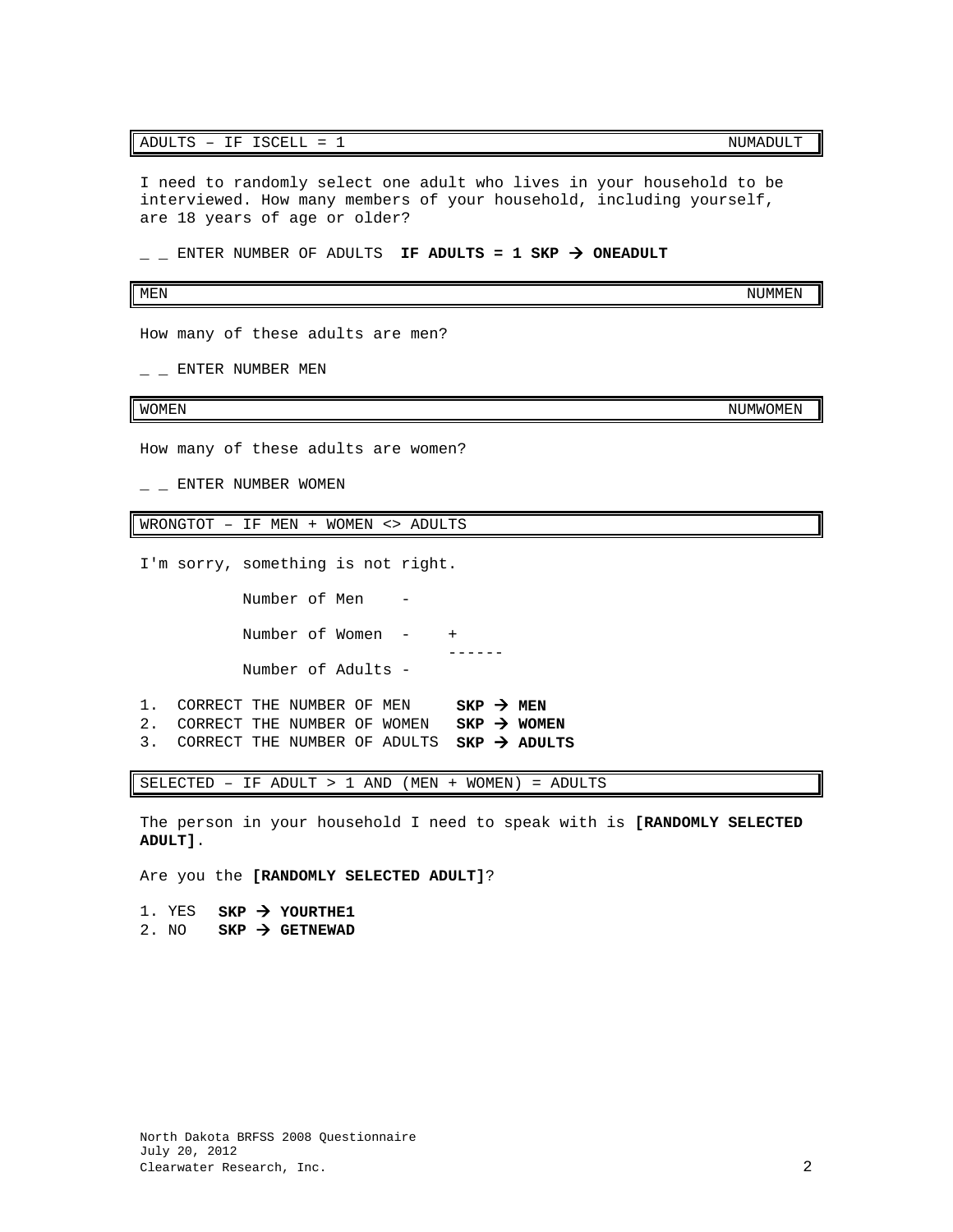| ADULTS – IF ISCELL = 1 | NUMADULT |
|---|---|

I need to randomly select one adult who lives in your household to be interviewed. How many members of your household, including yourself, are 18 years of age or older?

_ _ ENTER NUMBER OF ADULTS **IF ADULTS = 1 SKP → ONEADULT**

| MEN | NUMMEN |
|---|---|

How many of these adults are men?

_ _ ENTER NUMBER MEN

| WOMEN | NUMWOMEN |
|---|---|

How many of these adults are women?

_ _ ENTER NUMBER WOMEN

| WRONGTOT – IF MEN + WOMEN <> ADULTS |
|---|

I'm sorry, something is not right.

```
          Number of Men    -

          Number of Women  -    +
                                ------
          Number of Adults -
```

1. CORRECT THE NUMBER OF MEN **SKP → MEN**
2. CORRECT THE NUMBER OF WOMEN **SKP → WOMEN**
3. CORRECT THE NUMBER OF ADULTS **SKP → ADULTS**

| SELECTED – IF ADULT > 1 AND (MEN + WOMEN) = ADULTS |
|---|

The person in your household I need to speak with is **[RANDOMLY SELECTED ADULT]**.

Are you the **[RANDOMLY SELECTED ADULT]**?

1. YES **SKP → YOURTHE1**
2. NO **SKP → GETNEWAD**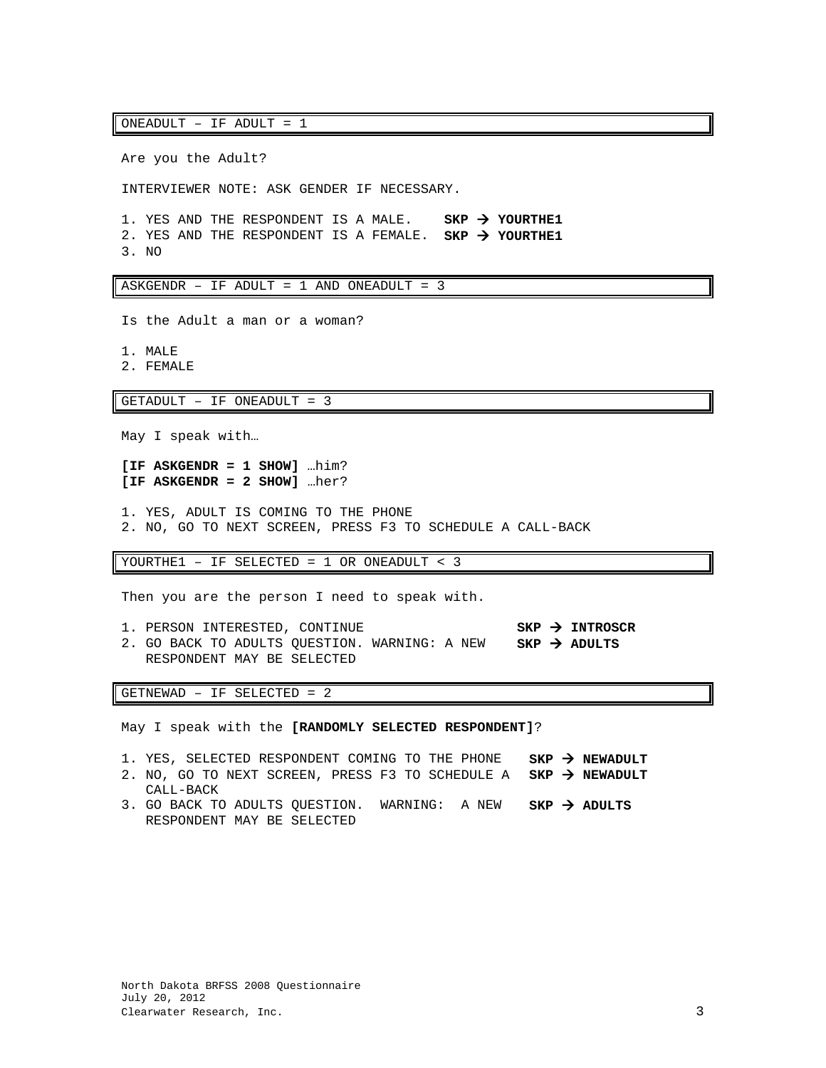ONEADULT – IF ADULT = 1

Are you the Adult?

INTERVIEWER NOTE: ASK GENDER IF NECESSARY.

1. YES AND THE RESPONDENT IS A MALE. **SKP → YOURTHE1**
2. YES AND THE RESPONDENT IS A FEMALE. **SKP → YOURTHE1**
3. NO

ASKGENDR – IF ADULT = 1 AND ONEADULT = 3

Is the Adult a man or a woman?

1. MALE
2. FEMALE

GETADULT – IF ONEADULT = 3

May I speak with…

**[IF ASKGENDR = 1 SHOW]** …him?
**[IF ASKGENDR = 2 SHOW]** …her?

1. YES, ADULT IS COMING TO THE PHONE
2. NO, GO TO NEXT SCREEN, PRESS F3 TO SCHEDULE A CALL-BACK

YOURTHE1 – IF SELECTED = 1 OR ONEADULT < 3

Then you are the person I need to speak with.

1. PERSON INTERESTED, CONTINUE **SKP → INTROSCR**
2. GO BACK TO ADULTS QUESTION. WARNING: A NEW RESPONDENT MAY BE SELECTED **SKP → ADULTS**

GETNEWAD – IF SELECTED = 2

May I speak with the **[RANDOMLY SELECTED RESPONDENT]**?

1. YES, SELECTED RESPONDENT COMING TO THE PHONE **SKP → NEWADULT**
2. NO, GO TO NEXT SCREEN, PRESS F3 TO SCHEDULE A CALL-BACK **SKP → NEWADULT**
3. GO BACK TO ADULTS QUESTION. WARNING: A NEW RESPONDENT MAY BE SELECTED **SKP → ADULTS**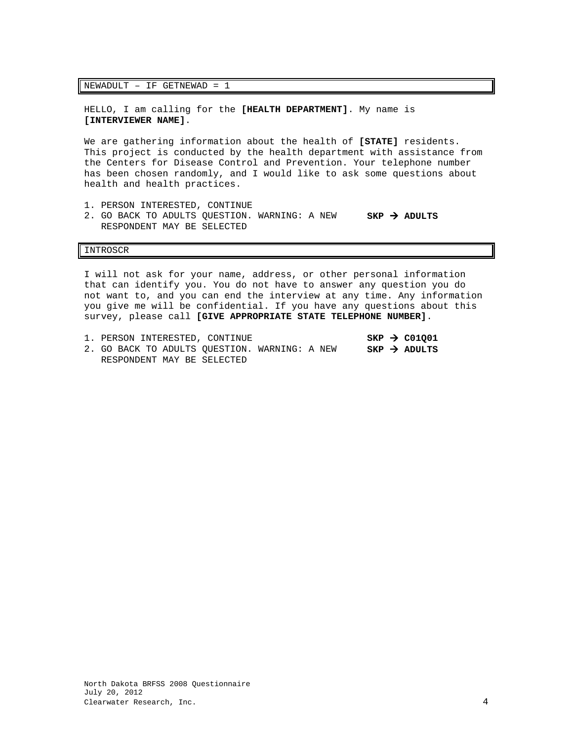## NEWADULT – IF GETNEWAD = 1

HELLO, I am calling for the **[HEALTH DEPARTMENT]**. My name is **[INTERVIEWER NAME]**.

We are gathering information about the health of **[STATE]** residents. This project is conducted by the health department with assistance from the Centers for Disease Control and Prevention. Your telephone number has been chosen randomly, and I would like to ask some questions about health and health practices.

1. PERSON INTERESTED, CONTINUE
2. GO BACK TO ADULTS QUESTION. WARNING: A NEW RESPONDENT MAY BE SELECTED — **SKP → ADULTS**

## INTROSCR

I will not ask for your name, address, or other personal information that can identify you. You do not have to answer any question you do not want to, and you can end the interview at any time. Any information you give me will be confidential. If you have any questions about this survey, please call **[GIVE APPROPRIATE STATE TELEPHONE NUMBER]**.

1. PERSON INTERESTED, CONTINUE — **SKP → C01Q01**
2. GO BACK TO ADULTS QUESTION. WARNING: A NEW RESPONDENT MAY BE SELECTED — **SKP → ADULTS**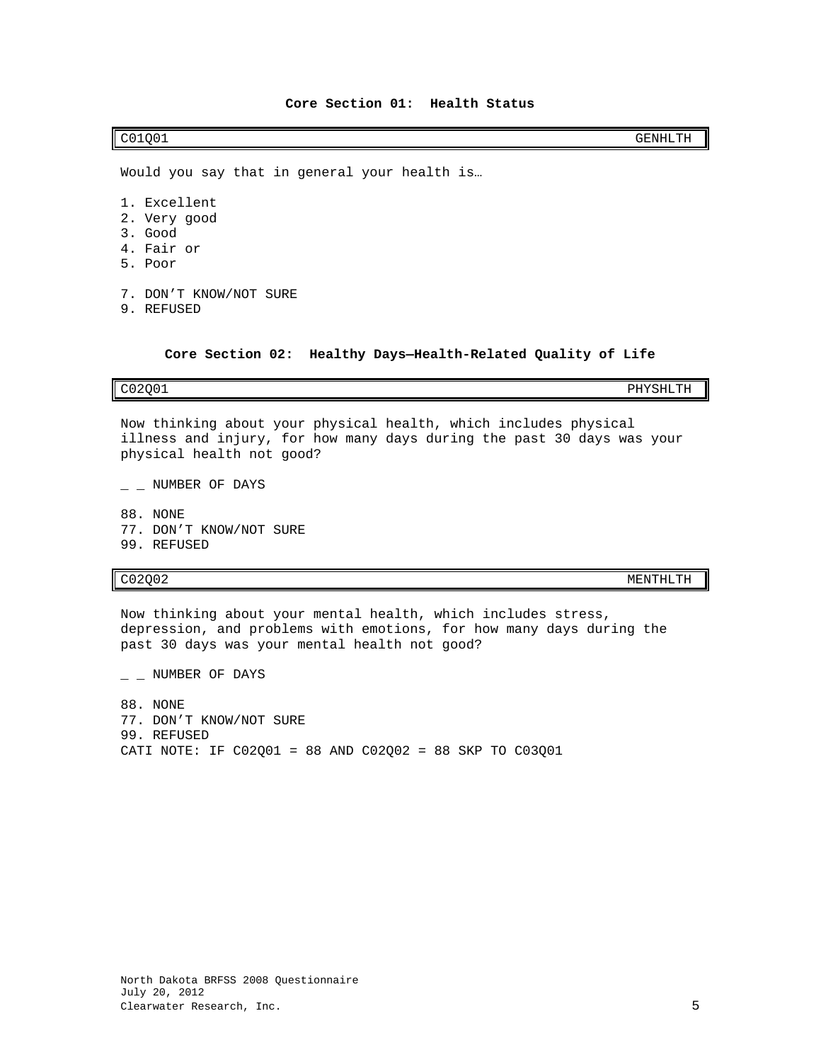## Core Section 01: Health Status

| C01Q01 | GENHLTH |
|---|---|

Would you say that in general your health is…

1. Excellent
2. Very good
3. Good
4. Fair or
5. Poor

7. DON'T KNOW/NOT SURE
9. REFUSED

## Core Section 02: Healthy Days—Health-Related Quality of Life

| C02Q01 | PHYSHLTH |
|---|---|

Now thinking about your physical health, which includes physical illness and injury, for how many days during the past 30 days was your physical health not good?

_ _ NUMBER OF DAYS

88. NONE
77. DON'T KNOW/NOT SURE
99. REFUSED

| C02Q02 | MENTHLTH |
|---|---|

Now thinking about your mental health, which includes stress, depression, and problems with emotions, for how many days during the past 30 days was your mental health not good?

_ _ NUMBER OF DAYS

88. NONE
77. DON'T KNOW/NOT SURE
99. REFUSED

CATI NOTE: IF C02Q01 = 88 AND C02Q02 = 88 SKP TO C03Q01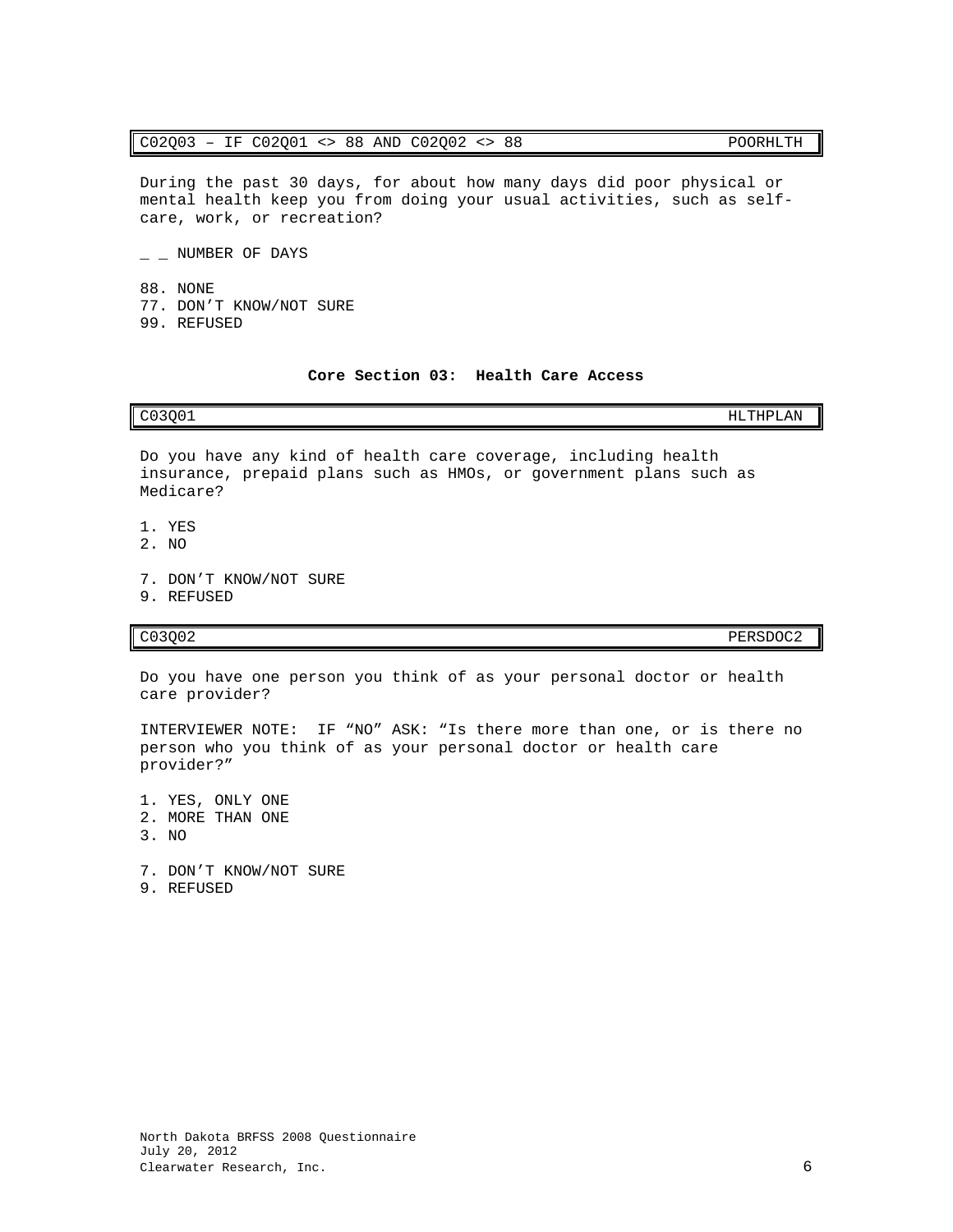C02Q03 – IF C02Q01 <> 88 AND C02Q02 <> 88 POORHLTH

During the past 30 days, for about how many days did poor physical or mental health keep you from doing your usual activities, such as self-care, work, or recreation?

_ _ NUMBER OF DAYS

88. NONE
77. DON'T KNOW/NOT SURE
99. REFUSED

## Core Section 03: Health Care Access

C03Q01 HLTHPLAN

Do you have any kind of health care coverage, including health insurance, prepaid plans such as HMOs, or government plans such as Medicare?

1. YES
2. NO

7. DON'T KNOW/NOT SURE
9. REFUSED

C03Q02 PERSDOC2

Do you have one person you think of as your personal doctor or health care provider?

INTERVIEWER NOTE: IF "NO" ASK: "Is there more than one, or is there no person who you think of as your personal doctor or health care provider?"

1. YES, ONLY ONE
2. MORE THAN ONE
3. NO

7. DON'T KNOW/NOT SURE
9. REFUSED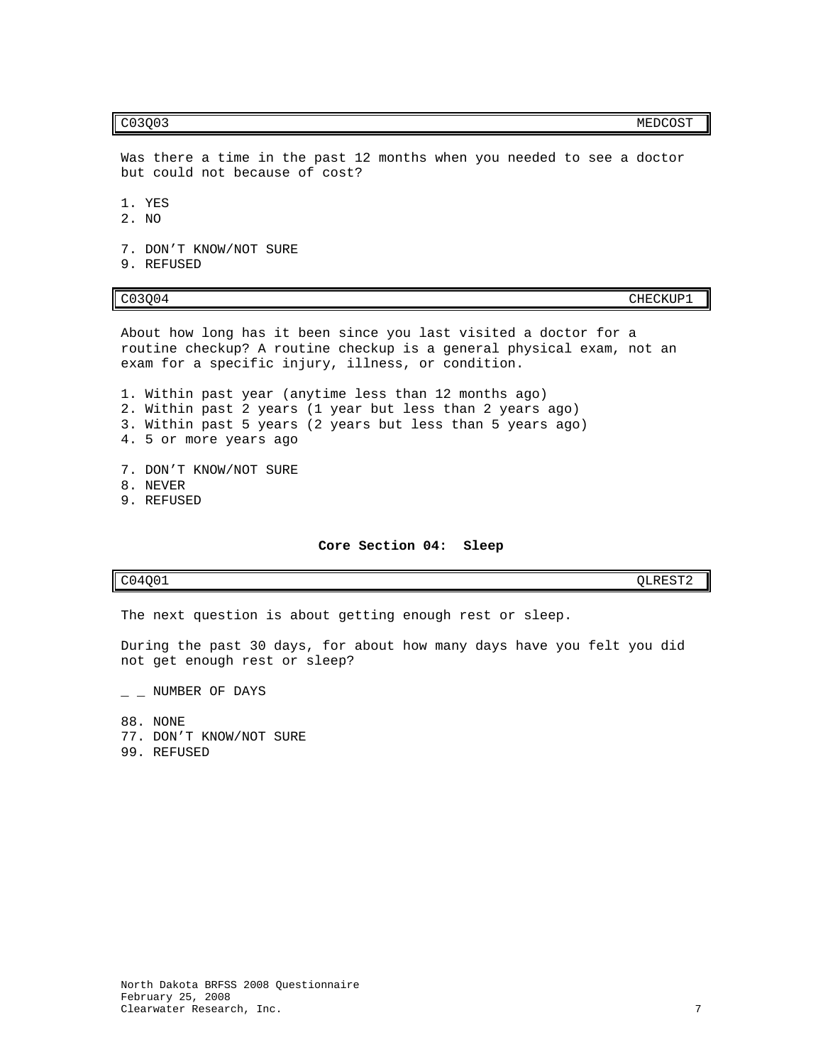| C03Q03 | MEDCOST |
|---|---|

Was there a time in the past 12 months when you needed to see a doctor but could not because of cost?

1. YES
2. NO

7. DON’T KNOW/NOT SURE
9. REFUSED

| C03Q04 | CHECKUP1 |
|---|---|

About how long has it been since you last visited a doctor for a routine checkup? A routine checkup is a general physical exam, not an exam for a specific injury, illness, or condition.

1. Within past year (anytime less than 12 months ago)
2. Within past 2 years (1 year but less than 2 years ago)
3. Within past 5 years (2 years but less than 5 years ago)
4. 5 or more years ago

7. DON’T KNOW/NOT SURE
8. NEVER
9. REFUSED

## Core Section 04: Sleep

| C04Q01 | QLREST2 |
|---|---|

The next question is about getting enough rest or sleep.

During the past 30 days, for about how many days have you felt you did not get enough rest or sleep?

_ _ NUMBER OF DAYS

88. NONE
77. DON’T KNOW/NOT SURE
99. REFUSED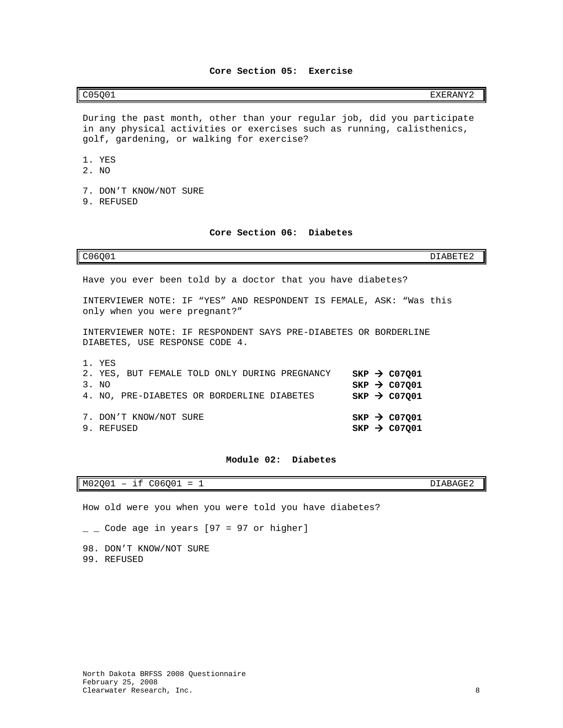**Core Section 05: Exercise**

| C05Q01 | EXERANY2 |
|---|---|

During the past month, other than your regular job, did you participate in any physical activities or exercises such as running, calisthenics, golf, gardening, or walking for exercise?

1. YES
2. NO

7. DON'T KNOW/NOT SURE
9. REFUSED

**Core Section 06: Diabetes**

| C06Q01 | DIABETE2 |
|---|---|

Have you ever been told by a doctor that you have diabetes?

INTERVIEWER NOTE: IF "YES" AND RESPONDENT IS FEMALE, ASK: "Was this only when you were pregnant?"

INTERVIEWER NOTE: IF RESPONDENT SAYS PRE-DIABETES OR BORDERLINE DIABETES, USE RESPONSE CODE 4.

1. YES
2. YES, BUT FEMALE TOLD ONLY DURING PREGNANCY **SKP → C07Q01**
3. NO **SKP → C07Q01**
4. NO, PRE-DIABETES OR BORDERLINE DIABETES **SKP → C07Q01**

7. DON'T KNOW/NOT SURE **SKP → C07Q01**
9. REFUSED **SKP → C07Q01**

**Module 02: Diabetes**

| M02Q01 – if C06Q01 = 1 | DIABAGE2 |
|---|---|

How old were you when you were told you have diabetes?

_ _ Code age in years [97 = 97 or higher]

98. DON'T KNOW/NOT SURE
99. REFUSED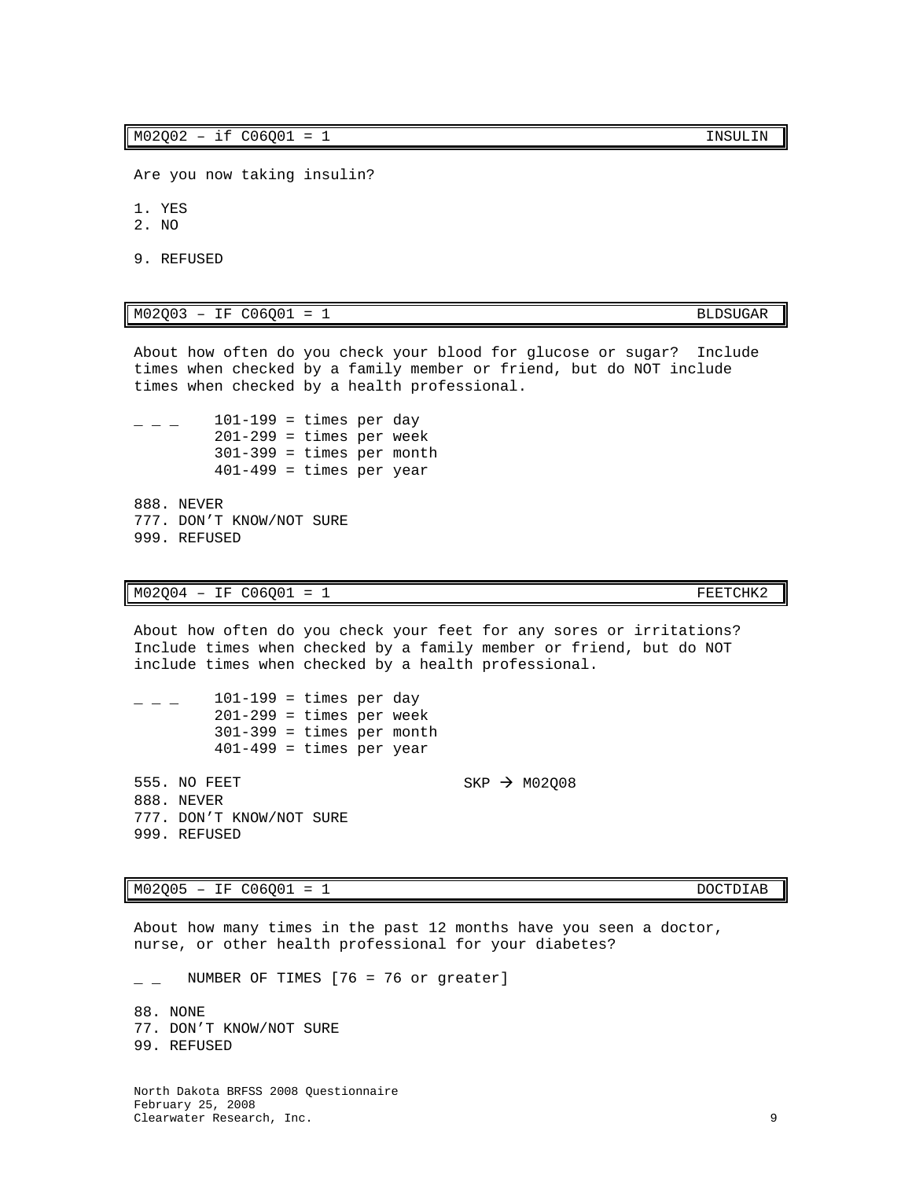| M02Q02 – if C06Q01 = 1 | INSULIN |
| --- | --- |

Are you now taking insulin?

1. YES
2. NO

9. REFUSED

| M02Q03 – IF C06Q01 = 1 | BLDSUGAR |
| --- | --- |

About how often do you check your blood for glucose or sugar? Include times when checked by a family member or friend, but do NOT include times when checked by a health professional.

_ _ _ 101-199 = times per day
201-299 = times per week
301-399 = times per month
401-499 = times per year

888. NEVER
777. DON'T KNOW/NOT SURE
999. REFUSED

| M02Q04 – IF C06Q01 = 1 | FEETCHK2 |
| --- | --- |

About how often do you check your feet for any sores or irritations? Include times when checked by a family member or friend, but do NOT include times when checked by a health professional.

_ _ _ 101-199 = times per day
201-299 = times per week
301-399 = times per month
401-499 = times per year

555. NO FEET SKP → M02Q08
888. NEVER
777. DON'T KNOW/NOT SURE
999. REFUSED

| M02Q05 – IF C06Q01 = 1 | DOCTDIAB |
| --- | --- |

About how many times in the past 12 months have you seen a doctor, nurse, or other health professional for your diabetes?

_ _ NUMBER OF TIMES [76 = 76 or greater]

88. NONE
77. DON'T KNOW/NOT SURE
99. REFUSED

North Dakota BRFSS 2008 Questionnaire
February 25, 2008
Clearwater Research, Inc.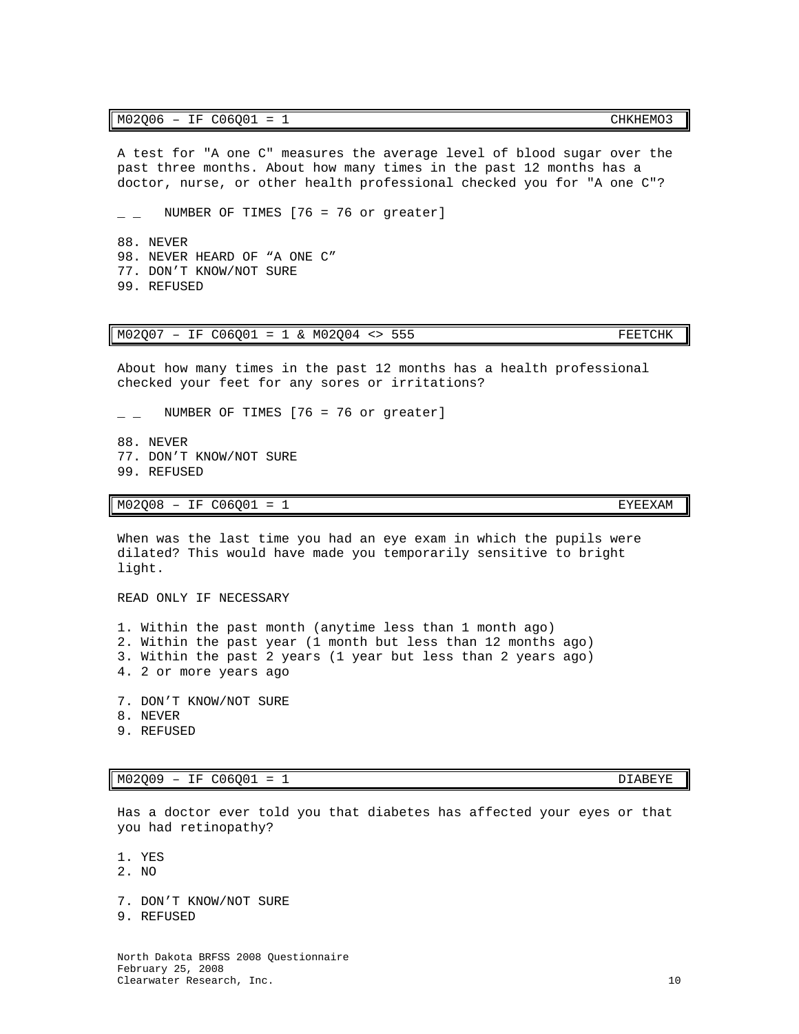| M02Q06 – IF C06Q01 = 1 | CHKHEMO3 |
|---|---|

A test for "A one C" measures the average level of blood sugar over the past three months. About how many times in the past 12 months has a doctor, nurse, or other health professional checked you for "A one C"?

_ _ NUMBER OF TIMES [76 = 76 or greater]

88. NEVER
98. NEVER HEARD OF “A ONE C”
77. DON’T KNOW/NOT SURE
99. REFUSED

| M02Q07 – IF C06Q01 = 1 & M02Q04 <> 555 | FEETCHK |
|---|---|

About how many times in the past 12 months has a health professional checked your feet for any sores or irritations?

_ _ NUMBER OF TIMES [76 = 76 or greater]

88. NEVER
77. DON’T KNOW/NOT SURE
99. REFUSED

| M02Q08 – IF C06Q01 = 1 | EYEEXAM |
|---|---|

When was the last time you had an eye exam in which the pupils were dilated? This would have made you temporarily sensitive to bright light.

READ ONLY IF NECESSARY

1. Within the past month (anytime less than 1 month ago)
2. Within the past year (1 month but less than 12 months ago)
3. Within the past 2 years (1 year but less than 2 years ago)
4. 2 or more years ago

7. DON’T KNOW/NOT SURE
8. NEVER
9. REFUSED

| M02Q09 – IF C06Q01 = 1 | DIABEYE |
|---|---|

Has a doctor ever told you that diabetes has affected your eyes or that you had retinopathy?

1. YES
2. NO

7. DON’T KNOW/NOT SURE
9. REFUSED

North Dakota BRFSS 2008 Questionnaire
February 25, 2008
Clearwater Research, Inc.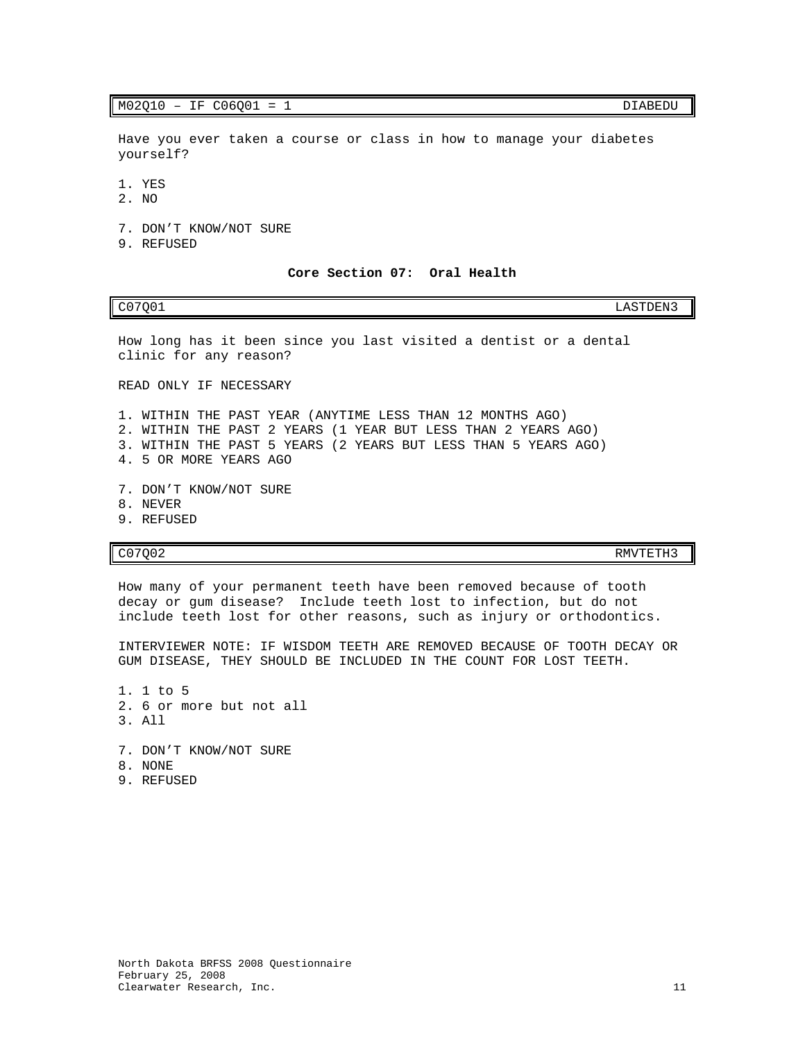| M02Q10 – IF C06Q01 = 1 | DIABEDU |
|---|---|

Have you ever taken a course or class in how to manage your diabetes yourself?

1. YES
2. NO

7. DON'T KNOW/NOT SURE
9. REFUSED

### Core Section 07: Oral Health

| C07Q01 | LASTDEN3 |
|---|---|

How long has it been since you last visited a dentist or a dental clinic for any reason?

READ ONLY IF NECESSARY

1. WITHIN THE PAST YEAR (ANYTIME LESS THAN 12 MONTHS AGO)
2. WITHIN THE PAST 2 YEARS (1 YEAR BUT LESS THAN 2 YEARS AGO)
3. WITHIN THE PAST 5 YEARS (2 YEARS BUT LESS THAN 5 YEARS AGO)
4. 5 OR MORE YEARS AGO

7. DON'T KNOW/NOT SURE
8. NEVER
9. REFUSED

| C07Q02 | RMVTETH3 |
|---|---|

How many of your permanent teeth have been removed because of tooth decay or gum disease? Include teeth lost to infection, but do not include teeth lost for other reasons, such as injury or orthodontics.

INTERVIEWER NOTE: IF WISDOM TEETH ARE REMOVED BECAUSE OF TOOTH DECAY OR GUM DISEASE, THEY SHOULD BE INCLUDED IN THE COUNT FOR LOST TEETH.

1. 1 to 5
2. 6 or more but not all
3. All

7. DON'T KNOW/NOT SURE
8. NONE
9. REFUSED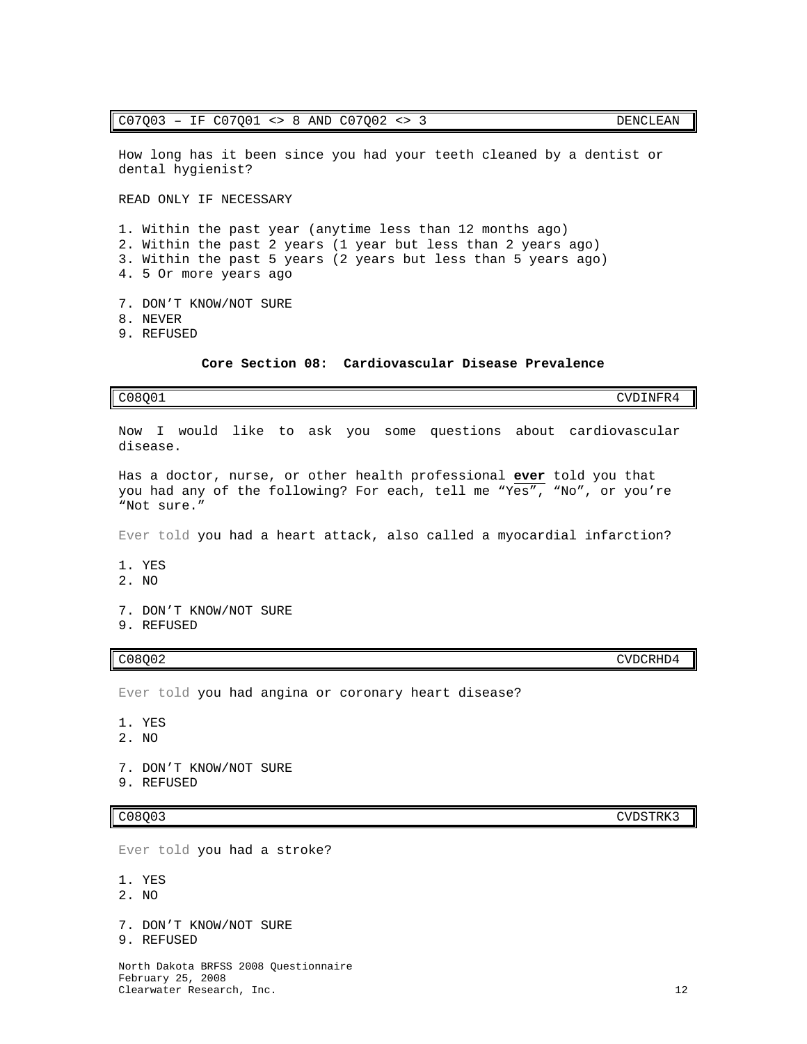| C07Q03 – IF C07Q01 <> 8 AND C07Q02 <> 3 | DENCLEAN |
| --- | --- |

How long has it been since you had your teeth cleaned by a dentist or dental hygienist?

READ ONLY IF NECESSARY

1. Within the past year (anytime less than 12 months ago)
2. Within the past 2 years (1 year but less than 2 years ago)
3. Within the past 5 years (2 years but less than 5 years ago)
4. 5 Or more years ago

7. DON'T KNOW/NOT SURE
8. NEVER
9. REFUSED

### Core Section 08: Cardiovascular Disease Prevalence

| C08Q01 | CVDINFR4 |
| --- | --- |

Now I would like to ask you some questions about cardiovascular disease.

Has a doctor, nurse, or other health professional **ever** told you that you had any of the following? For each, tell me "Yes", "No", or you're "Not sure."

Ever told you had a heart attack, also called a myocardial infarction?

1. YES
2. NO

7. DON'T KNOW/NOT SURE
9. REFUSED

| C08Q02 | CVDCRHD4 |
| --- | --- |

Ever told you had angina or coronary heart disease?

1. YES
2. NO

7. DON'T KNOW/NOT SURE
9. REFUSED

| C08Q03 | CVDSTRK3 |
| --- | --- |

Ever told you had a stroke?

1. YES
2. NO

7. DON'T KNOW/NOT SURE
9. REFUSED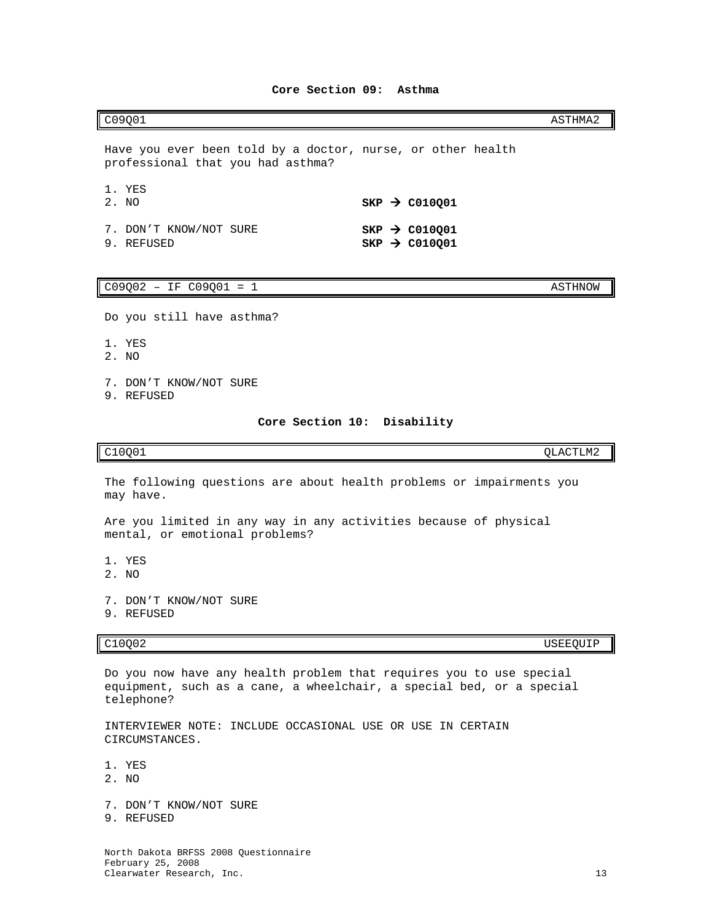## Core Section 09: Asthma

| C09Q01 | ASTHMA2 |
|---|---|

Have you ever been told by a doctor, nurse, or other health professional that you had asthma?

1. YES
2. NO **SKP → C010Q01**

7. DON'T KNOW/NOT SURE **SKP → C010Q01**
9. REFUSED **SKP → C010Q01**

| C09Q02 – IF C09Q01 = 1 | ASTHNOW |
|---|---|

Do you still have asthma?

1. YES
2. NO

7. DON'T KNOW/NOT SURE
9. REFUSED

## Core Section 10: Disability

| C10Q01 | QLACTLM2 |
|---|---|

The following questions are about health problems or impairments you may have.

Are you limited in any way in any activities because of physical mental, or emotional problems?

1. YES
2. NO

7. DON'T KNOW/NOT SURE
9. REFUSED

| C10Q02 | USEEQUIP |
|---|---|

Do you now have any health problem that requires you to use special equipment, such as a cane, a wheelchair, a special bed, or a special telephone?

INTERVIEWER NOTE: INCLUDE OCCASIONAL USE OR USE IN CERTAIN CIRCUMSTANCES.

1. YES
2. NO

7. DON'T KNOW/NOT SURE
9. REFUSED

North Dakota BRFSS 2008 Questionnaire
February 25, 2008
Clearwater Research, Inc.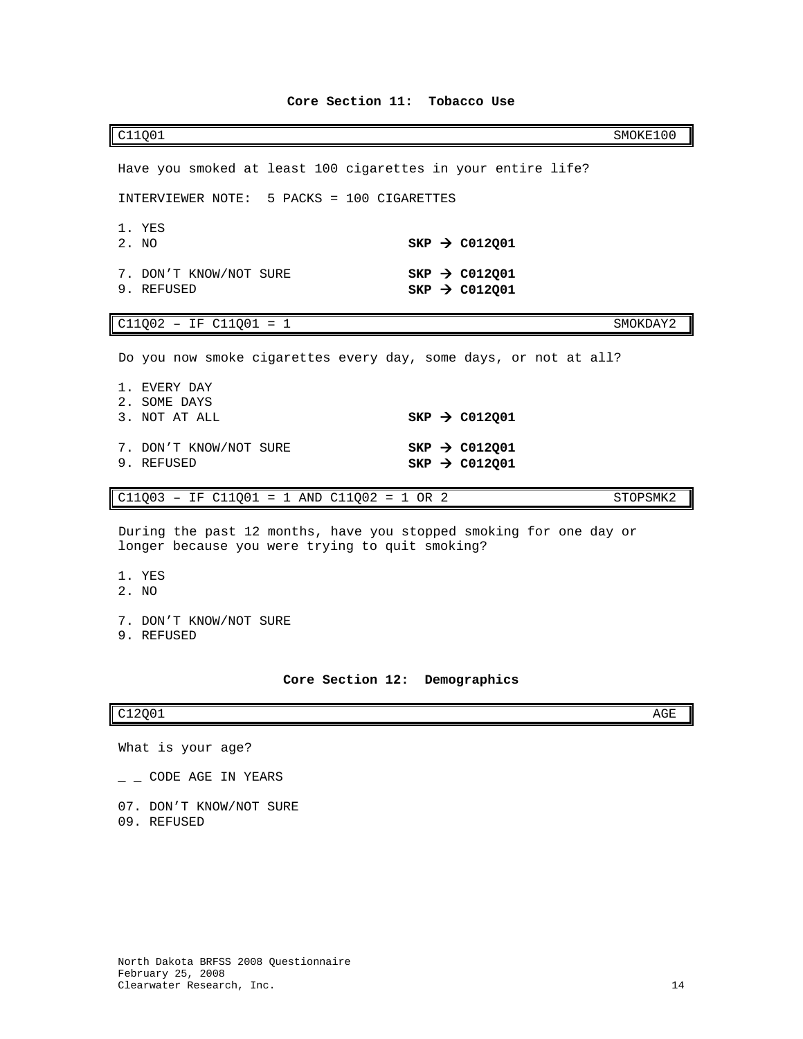## Core Section 11: Tobacco Use

| C11Q01 | SMOKE100 |
|---|---|

Have you smoked at least 100 cigarettes in your entire life?

INTERVIEWER NOTE: 5 PACKS = 100 CIGARETTES

1. YES
2. NO **SKP → C012Q01**

7. DON'T KNOW/NOT SURE **SKP → C012Q01**
9. REFUSED **SKP → C012Q01**

| C11Q02 – IF C11Q01 = 1 | SMOKDAY2 |
|---|---|

Do you now smoke cigarettes every day, some days, or not at all?

1. EVERY DAY
2. SOME DAYS
3. NOT AT ALL **SKP → C012Q01**

7. DON'T KNOW/NOT SURE **SKP → C012Q01**
9. REFUSED **SKP → C012Q01**

| C11Q03 – IF C11Q01 = 1 AND C11Q02 = 1 OR 2 | STOPSMK2 |
|---|---|

During the past 12 months, have you stopped smoking for one day or longer because you were trying to quit smoking?

1. YES
2. NO

7. DON'T KNOW/NOT SURE
9. REFUSED

## Core Section 12: Demographics

| C12Q01 | AGE |
|---|---|

What is your age?

_ _ CODE AGE IN YEARS

07. DON'T KNOW/NOT SURE
09. REFUSED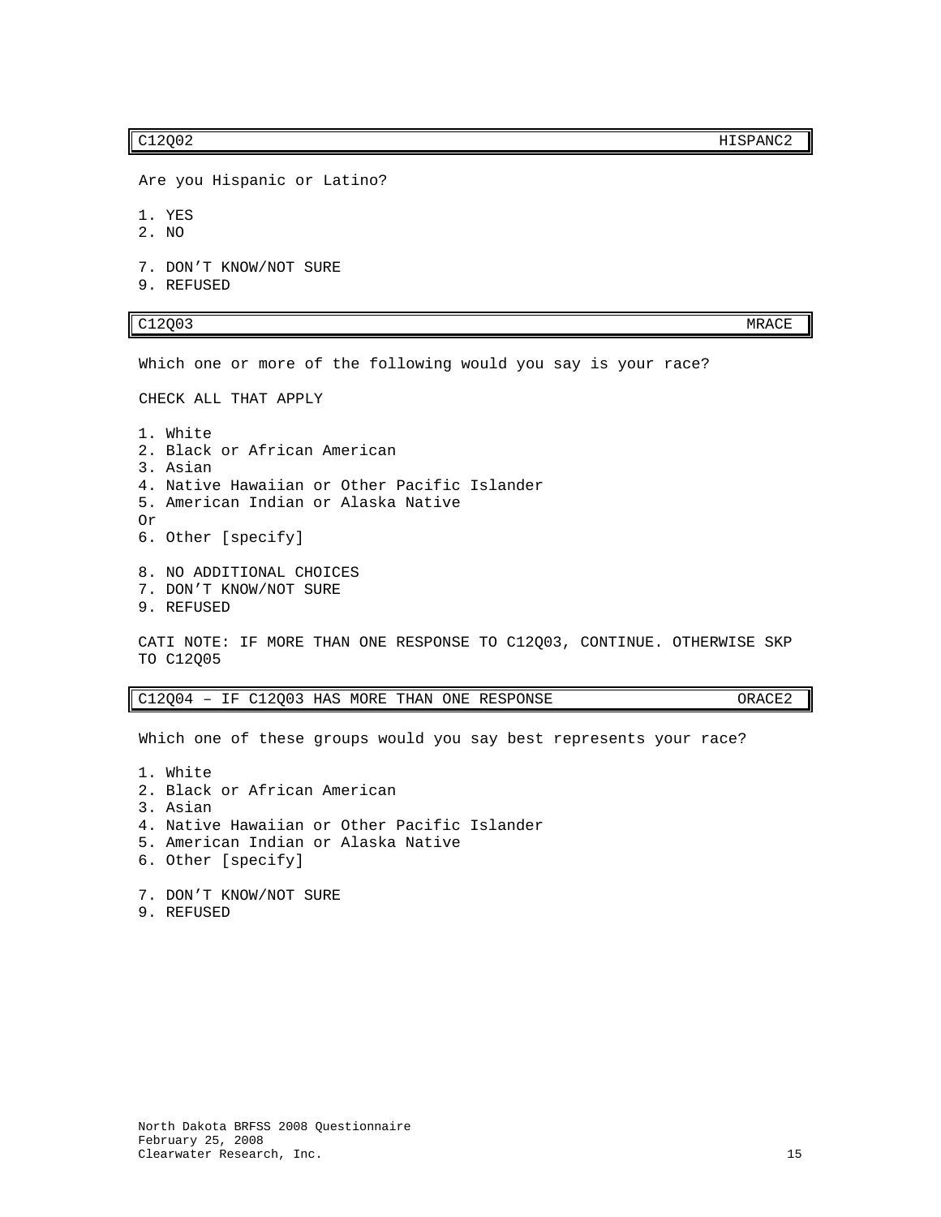| C12Q02 | HISPANC2 |
| --- | --- |

Are you Hispanic or Latino?

1. YES
2. NO

7. DON'T KNOW/NOT SURE
9. REFUSED

| C12Q03 | MRACE |
| --- | --- |

Which one or more of the following would you say is your race?

CHECK ALL THAT APPLY

1. White
2. Black or African American
3. Asian
4. Native Hawaiian or Other Pacific Islander
5. American Indian or Alaska Native

Or

6. Other [specify]

8. NO ADDITIONAL CHOICES
7. DON'T KNOW/NOT SURE
9. REFUSED

CATI NOTE: IF MORE THAN ONE RESPONSE TO C12Q03, CONTINUE. OTHERWISE SKP TO C12Q05

| C12Q04 – IF C12Q03 HAS MORE THAN ONE RESPONSE | ORACE2 |
| --- | --- |

Which one of these groups would you say best represents your race?

1. White
2. Black or African American
3. Asian
4. Native Hawaiian or Other Pacific Islander
5. American Indian or Alaska Native
6. Other [specify]

7. DON'T KNOW/NOT SURE
9. REFUSED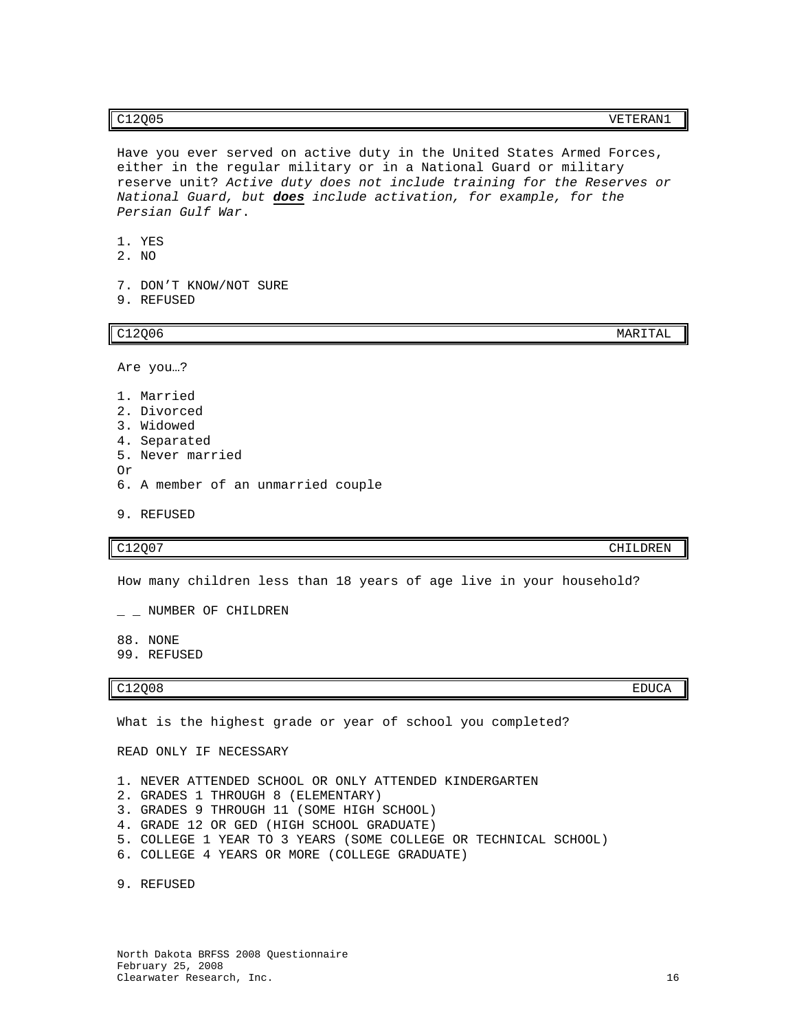| C12Q05 | VETERAN1 |
| --- | --- |

Have you ever served on active duty in the United States Armed Forces, either in the regular military or in a National Guard or military reserve unit? *Active duty does not include training for the Reserves or National Guard, but* ***does*** *include activation, for example, for the Persian Gulf War*.

1. YES
2. NO

7. DON'T KNOW/NOT SURE
9. REFUSED

| C12Q06 | MARITAL |
| --- | --- |

Are you…?

1. Married
2. Divorced
3. Widowed
4. Separated
5. Never married

Or

6. A member of an unmarried couple

9. REFUSED

| C12Q07 | CHILDREN |
| --- | --- |

How many children less than 18 years of age live in your household?

_ _ NUMBER OF CHILDREN

88. NONE
99. REFUSED

| C12Q08 | EDUCA |
| --- | --- |

What is the highest grade or year of school you completed?

READ ONLY IF NECESSARY

1. NEVER ATTENDED SCHOOL OR ONLY ATTENDED KINDERGARTEN
2. GRADES 1 THROUGH 8 (ELEMENTARY)
3. GRADES 9 THROUGH 11 (SOME HIGH SCHOOL)
4. GRADE 12 OR GED (HIGH SCHOOL GRADUATE)
5. COLLEGE 1 YEAR TO 3 YEARS (SOME COLLEGE OR TECHNICAL SCHOOL)
6. COLLEGE 4 YEARS OR MORE (COLLEGE GRADUATE)

9. REFUSED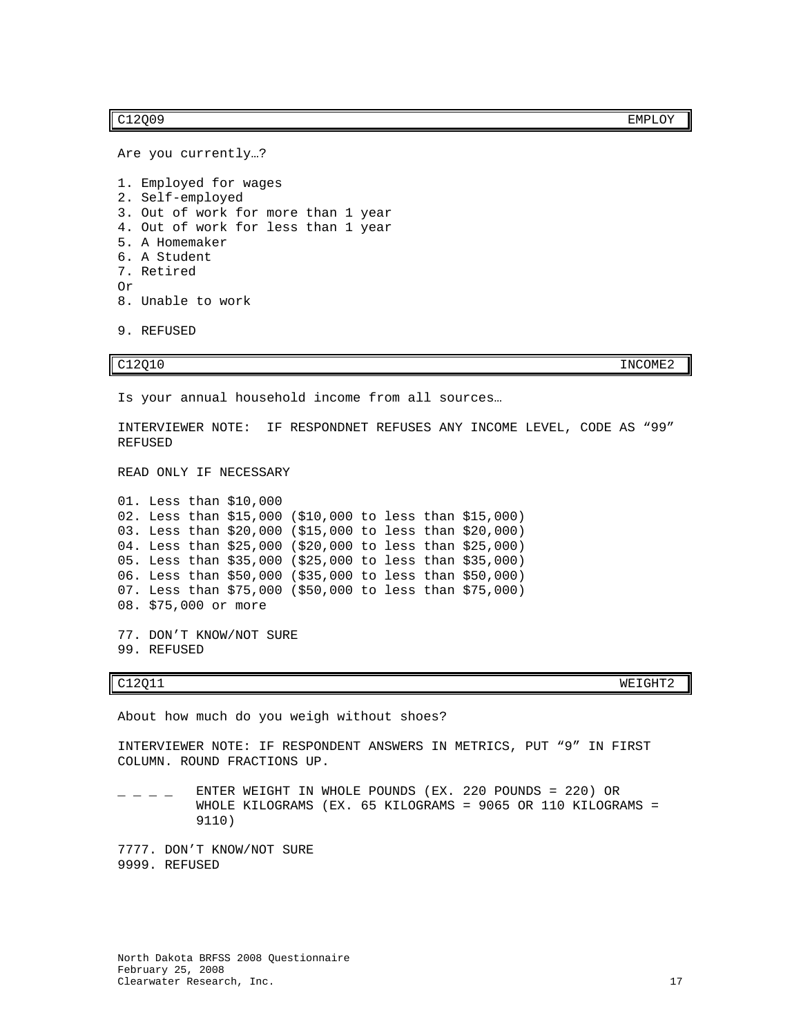| C12Q09 | EMPLOY |
|---|---|

Are you currently…?

1. Employed for wages
2. Self-employed
3. Out of work for more than 1 year
4. Out of work for less than 1 year
5. A Homemaker
6. A Student
7. Retired

Or

8. Unable to work

9. REFUSED

| C12Q10 | INCOME2 |
|---|---|

Is your annual household income from all sources…

INTERVIEWER NOTE: IF RESPONDNET REFUSES ANY INCOME LEVEL, CODE AS “99” REFUSED

READ ONLY IF NECESSARY

01. Less than $10,000
02. Less than $15,000 ($10,000 to less than $15,000)
03. Less than $20,000 ($15,000 to less than $20,000)
04. Less than $25,000 ($20,000 to less than $25,000)
05. Less than $35,000 ($25,000 to less than $35,000)
06. Less than $50,000 ($35,000 to less than $50,000)
07. Less than $75,000 ($50,000 to less than $75,000)
08. $75,000 or more

77. DON’T KNOW/NOT SURE
99. REFUSED

| C12Q11 | WEIGHT2 |
|---|---|

About how much do you weigh without shoes?

INTERVIEWER NOTE: IF RESPONDENT ANSWERS IN METRICS, PUT “9” IN FIRST COLUMN. ROUND FRACTIONS UP.

_ _ _ _ ENTER WEIGHT IN WHOLE POUNDS (EX. 220 POUNDS = 220) OR WHOLE KILOGRAMS (EX. 65 KILOGRAMS = 9065 OR 110 KILOGRAMS = 9110)

7777. DON’T KNOW/NOT SURE
9999. REFUSED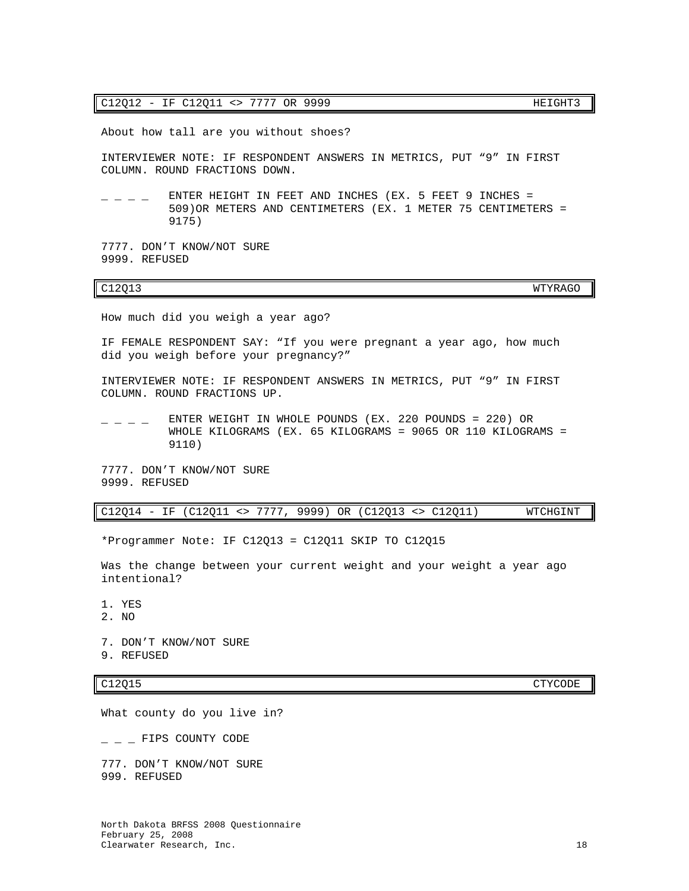| C12Q12 - IF C12Q11 <> 7777 OR 9999 | HEIGHT3 |
| --- | --- |

About how tall are you without shoes?

INTERVIEWER NOTE: IF RESPONDENT ANSWERS IN METRICS, PUT “9” IN FIRST COLUMN. ROUND FRACTIONS DOWN.

_ _ _ _ ENTER HEIGHT IN FEET AND INCHES (EX. 5 FEET 9 INCHES = 509)OR METERS AND CENTIMETERS (EX. 1 METER 75 CENTIMETERS = 9175)

7777. DON’T KNOW/NOT SURE
9999. REFUSED

| C12Q13 | WTYRAGO |
| --- | --- |

How much did you weigh a year ago?

IF FEMALE RESPONDENT SAY: “If you were pregnant a year ago, how much did you weigh before your pregnancy?”

INTERVIEWER NOTE: IF RESPONDENT ANSWERS IN METRICS, PUT “9” IN FIRST COLUMN. ROUND FRACTIONS UP.

_ _ _ _ ENTER WEIGHT IN WHOLE POUNDS (EX. 220 POUNDS = 220) OR WHOLE KILOGRAMS (EX. 65 KILOGRAMS = 9065 OR 110 KILOGRAMS = 9110)

7777. DON’T KNOW/NOT SURE
9999. REFUSED

| C12Q14 - IF (C12Q11 <> 7777, 9999) OR (C12Q13 <> C12Q11) | WTCHGINT |
| --- | --- |

*Programmer Note: IF C12Q13 = C12Q11 SKIP TO C12Q15

Was the change between your current weight and your weight a year ago intentional?

1. YES
2. NO

7. DON’T KNOW/NOT SURE
9. REFUSED

| C12Q15 | CTYCODE |
| --- | --- |

What county do you live in?

_ _ _ FIPS COUNTY CODE

777. DON’T KNOW/NOT SURE
999. REFUSED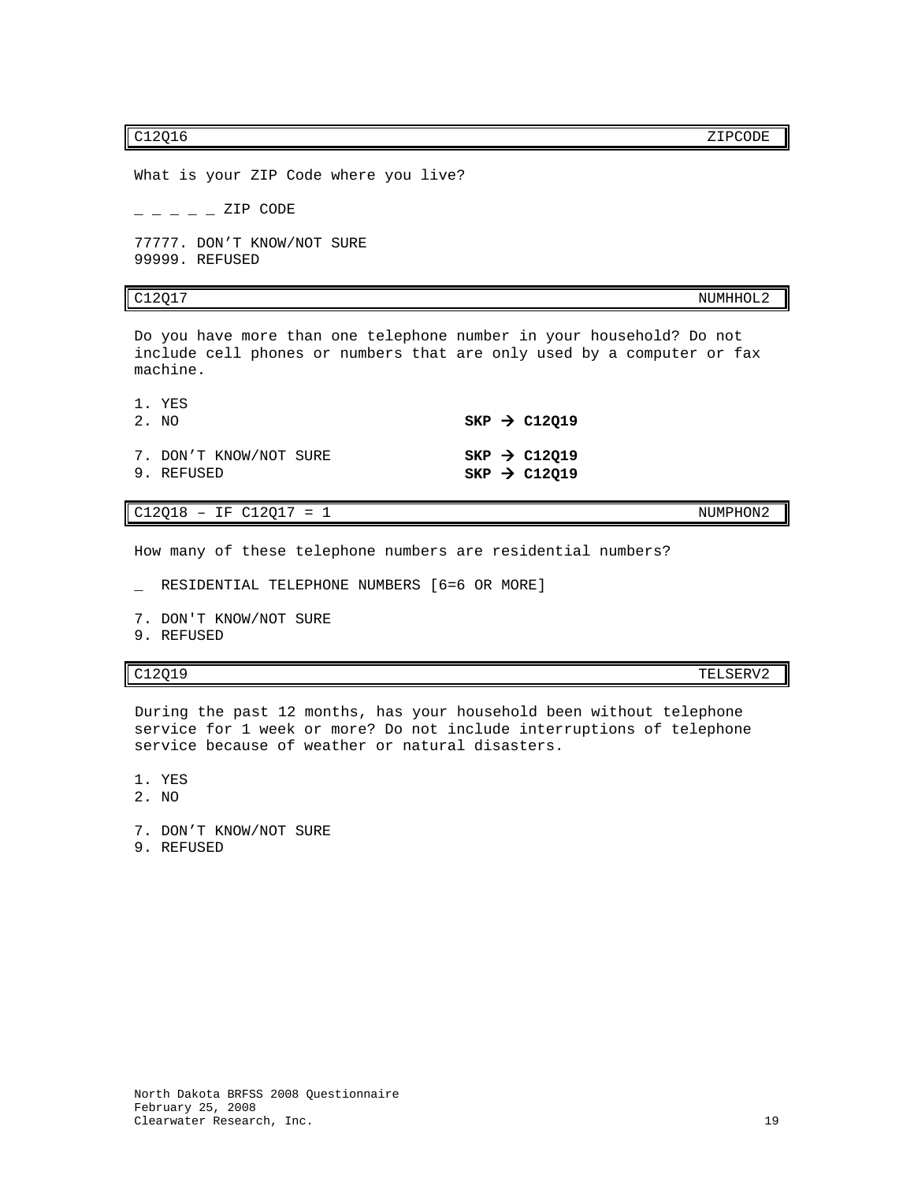| C12Q16 | ZIPCODE |
|---|---|

What is your ZIP Code where you live?

_ _ _ _ _ ZIP CODE

77777. DON'T KNOW/NOT SURE
99999. REFUSED

| C12Q17 | NUMHHOL2 |
|---|---|

Do you have more than one telephone number in your household? Do not include cell phones or numbers that are only used by a computer or fax machine.

1. YES
2. NO **SKP → C12Q19**

7. DON'T KNOW/NOT SURE **SKP → C12Q19**
9. REFUSED **SKP → C12Q19**

| C12Q18 – IF C12Q17 = 1 | NUMPHON2 |
|---|---|

How many of these telephone numbers are residential numbers?

_ RESIDENTIAL TELEPHONE NUMBERS [6=6 OR MORE]

7. DON'T KNOW/NOT SURE
9. REFUSED

| C12Q19 | TELSERV2 |
|---|---|

During the past 12 months, has your household been without telephone service for 1 week or more? Do not include interruptions of telephone service because of weather or natural disasters.

1. YES
2. NO

7. DON'T KNOW/NOT SURE
9. REFUSED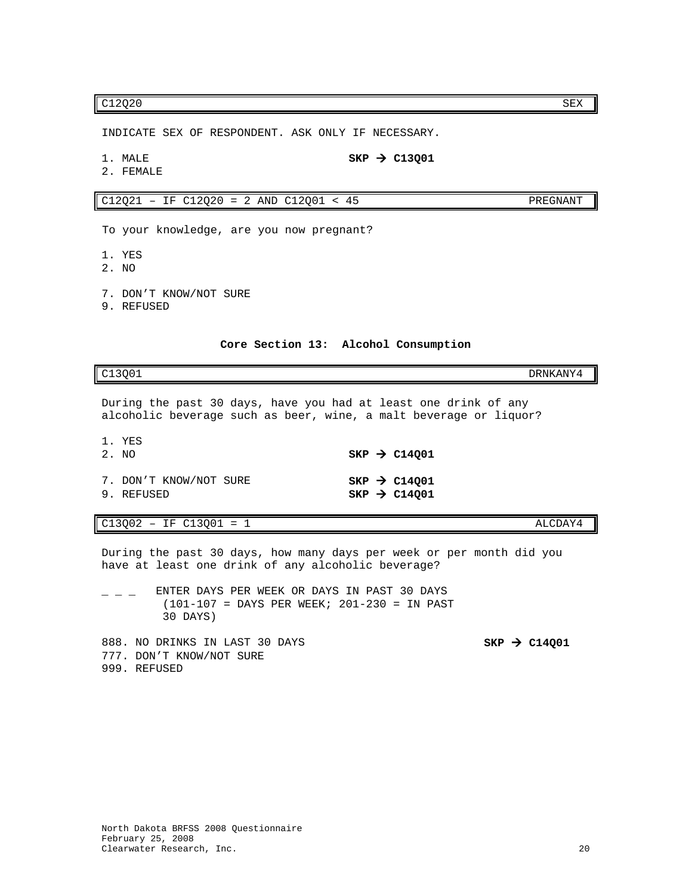| C12Q20 | SEX |
|---|---|

INDICATE SEX OF RESPONDENT. ASK ONLY IF NECESSARY.

1. MALE **SKP → C13Q01**
2. FEMALE

| C12Q21 – IF C12Q20 = 2 AND C12Q01 < 45 | PREGNANT |
|---|---|

To your knowledge, are you now pregnant?

1. YES
2. NO

7. DON'T KNOW/NOT SURE
9. REFUSED

## Core Section 13: Alcohol Consumption

| C13Q01 | DRNKANY4 |
|---|---|

During the past 30 days, have you had at least one drink of any alcoholic beverage such as beer, wine, a malt beverage or liquor?

1. YES
2. NO **SKP → C14Q01**

7. DON'T KNOW/NOT SURE **SKP → C14Q01**
9. REFUSED **SKP → C14Q01**

| C13Q02 – IF C13Q01 = 1 | ALCDAY4 |
|---|---|

During the past 30 days, how many days per week or per month did you have at least one drink of any alcoholic beverage?

_ _ _ ENTER DAYS PER WEEK OR DAYS IN PAST 30 DAYS (101-107 = DAYS PER WEEK; 201-230 = IN PAST 30 DAYS)

888. NO DRINKS IN LAST 30 DAYS **SKP → C14Q01**
777. DON'T KNOW/NOT SURE
999. REFUSED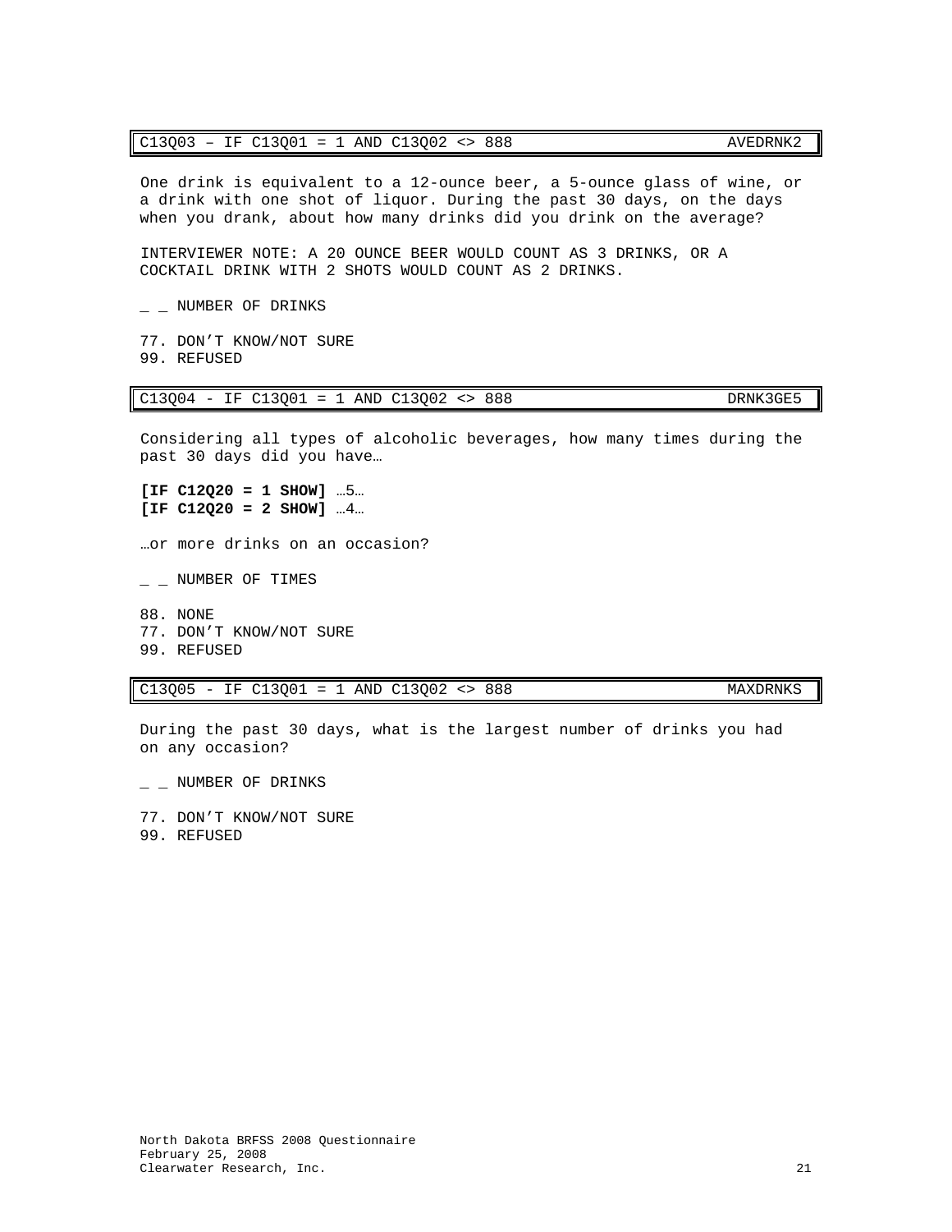| C13Q03 – IF C13Q01 = 1 AND C13Q02 <> 888 | AVEDRNK2 |
|---|---|

One drink is equivalent to a 12-ounce beer, a 5-ounce glass of wine, or a drink with one shot of liquor. During the past 30 days, on the days when you drank, about how many drinks did you drink on the average?

INTERVIEWER NOTE: A 20 OUNCE BEER WOULD COUNT AS 3 DRINKS, OR A COCKTAIL DRINK WITH 2 SHOTS WOULD COUNT AS 2 DRINKS.

_ _ NUMBER OF DRINKS

77. DON'T KNOW/NOT SURE
99. REFUSED

| C13Q04 - IF C13Q01 = 1 AND C13Q02 <> 888 | DRNK3GE5 |
|---|---|

Considering all types of alcoholic beverages, how many times during the past 30 days did you have…

**[IF C12Q20 = 1 SHOW]** …5…
**[IF C12Q20 = 2 SHOW]** …4…

…or more drinks on an occasion?

_ _ NUMBER OF TIMES

88. NONE
77. DON'T KNOW/NOT SURE
99. REFUSED

| C13Q05 - IF C13Q01 = 1 AND C13Q02 <> 888 | MAXDRNKS |
|---|---|

During the past 30 days, what is the largest number of drinks you had on any occasion?

_ _ NUMBER OF DRINKS

77. DON'T KNOW/NOT SURE
99. REFUSED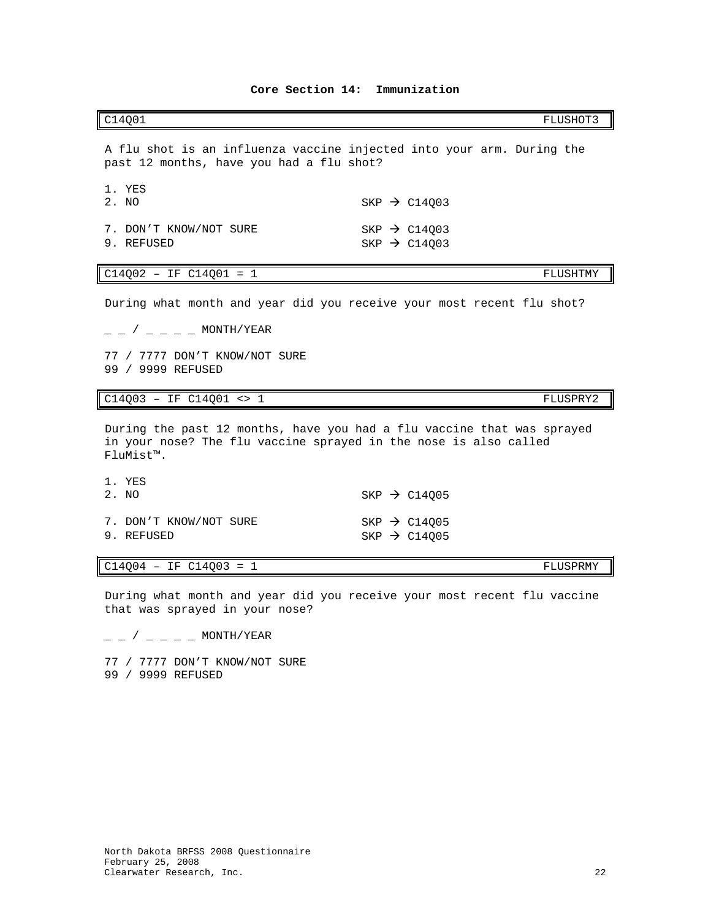## Core Section 14: Immunization

| C14Q01 | FLUSHOT3 |
|---|---|

A flu shot is an influenza vaccine injected into your arm. During the past 12 months, have you had a flu shot?

1. YES
2. NO  SKP → C14Q03

7. DON'T KNOW/NOT SURE  SKP → C14Q03
9. REFUSED  SKP → C14Q03

| C14Q02 – IF C14Q01 = 1 | FLUSHTMY |
|---|---|

During what month and year did you receive your most recent flu shot?

_ _ / _ _ _ _ MONTH/YEAR

77 / 7777 DON'T KNOW/NOT SURE
99 / 9999 REFUSED

| C14Q03 – IF C14Q01 <> 1 | FLUSPRY2 |
|---|---|

During the past 12 months, have you had a flu vaccine that was sprayed in your nose? The flu vaccine sprayed in the nose is also called FluMist™.

1. YES
2. NO  SKP → C14Q05

7. DON'T KNOW/NOT SURE  SKP → C14Q05
9. REFUSED  SKP → C14Q05

| C14Q04 – IF C14Q03 = 1 | FLUSPRMY |
|---|---|

During what month and year did you receive your most recent flu vaccine that was sprayed in your nose?

_ _ / _ _ _ _ MONTH/YEAR

77 / 7777 DON'T KNOW/NOT SURE
99 / 9999 REFUSED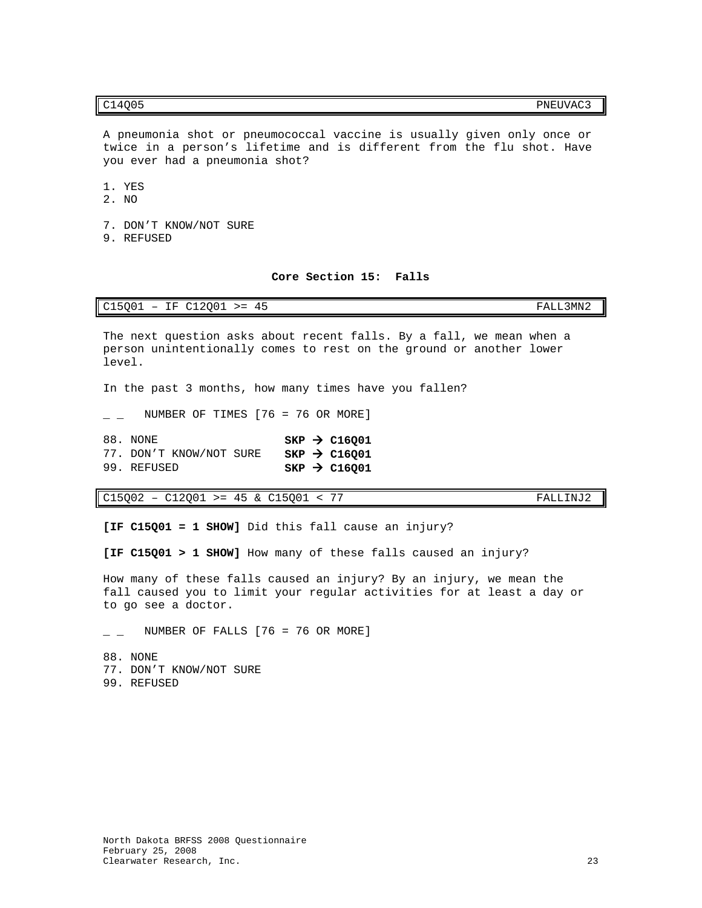| C14Q05 | PNEUVAC3 |
|---|---|

A pneumonia shot or pneumococcal vaccine is usually given only once or twice in a person's lifetime and is different from the flu shot. Have you ever had a pneumonia shot?

1. YES
2. NO

7. DON'T KNOW/NOT SURE
9. REFUSED

## Core Section 15: Falls

| C15Q01 – IF C12Q01 >= 45 | FALL3MN2 |
|---|---|

The next question asks about recent falls. By a fall, we mean when a person unintentionally comes to rest on the ground or another lower level.

In the past 3 months, how many times have you fallen?

_ _ NUMBER OF TIMES [76 = 76 OR MORE]

88. NONE **SKP → C16Q01**
77. DON'T KNOW/NOT SURE **SKP → C16Q01**
99. REFUSED **SKP → C16Q01**

| C15Q02 – C12Q01 >= 45 & C15Q01 < 77 | FALLINJ2 |
|---|---|

**[IF C15Q01 = 1 SHOW]** Did this fall cause an injury?

**[IF C15Q01 > 1 SHOW]** How many of these falls caused an injury?

How many of these falls caused an injury? By an injury, we mean the fall caused you to limit your regular activities for at least a day or to go see a doctor.

_ _ NUMBER OF FALLS [76 = 76 OR MORE]

88. NONE
77. DON'T KNOW/NOT SURE
99. REFUSED

North Dakota BRFSS 2008 Questionnaire
February 25, 2008
Clearwater Research, Inc.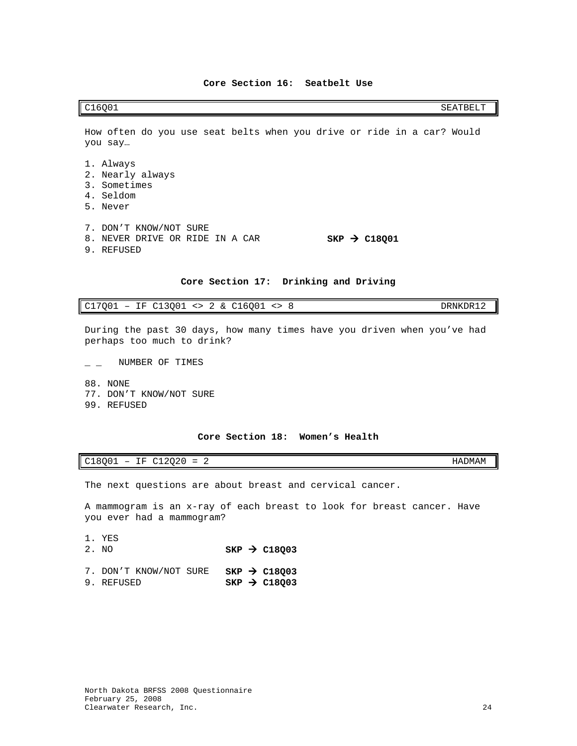## Core Section 16: Seatbelt Use

| C16Q01 | SEATBELT |
|---|---|

How often do you use seat belts when you drive or ride in a car? Would you say…

1. Always
2. Nearly always
3. Sometimes
4. Seldom
5. Never

7. DON'T KNOW/NOT SURE
8. NEVER DRIVE OR RIDE IN A CAR **SKP → C18Q01**
9. REFUSED

## Core Section 17: Drinking and Driving

| C17Q01 – IF C13Q01 <> 2 & C16Q01 <> 8 | DRNKDR12 |
|---|---|

During the past 30 days, how many times have you driven when you've had perhaps too much to drink?

_ _ NUMBER OF TIMES

88. NONE
77. DON'T KNOW/NOT SURE
99. REFUSED

## Core Section 18: Women's Health

| C18Q01 – IF C12Q20 = 2 | HADMAM |
|---|---|

The next questions are about breast and cervical cancer.

A mammogram is an x-ray of each breast to look for breast cancer. Have you ever had a mammogram?

1. YES
2. NO **SKP → C18Q03**

7. DON'T KNOW/NOT SURE **SKP → C18Q03**
9. REFUSED **SKP → C18Q03**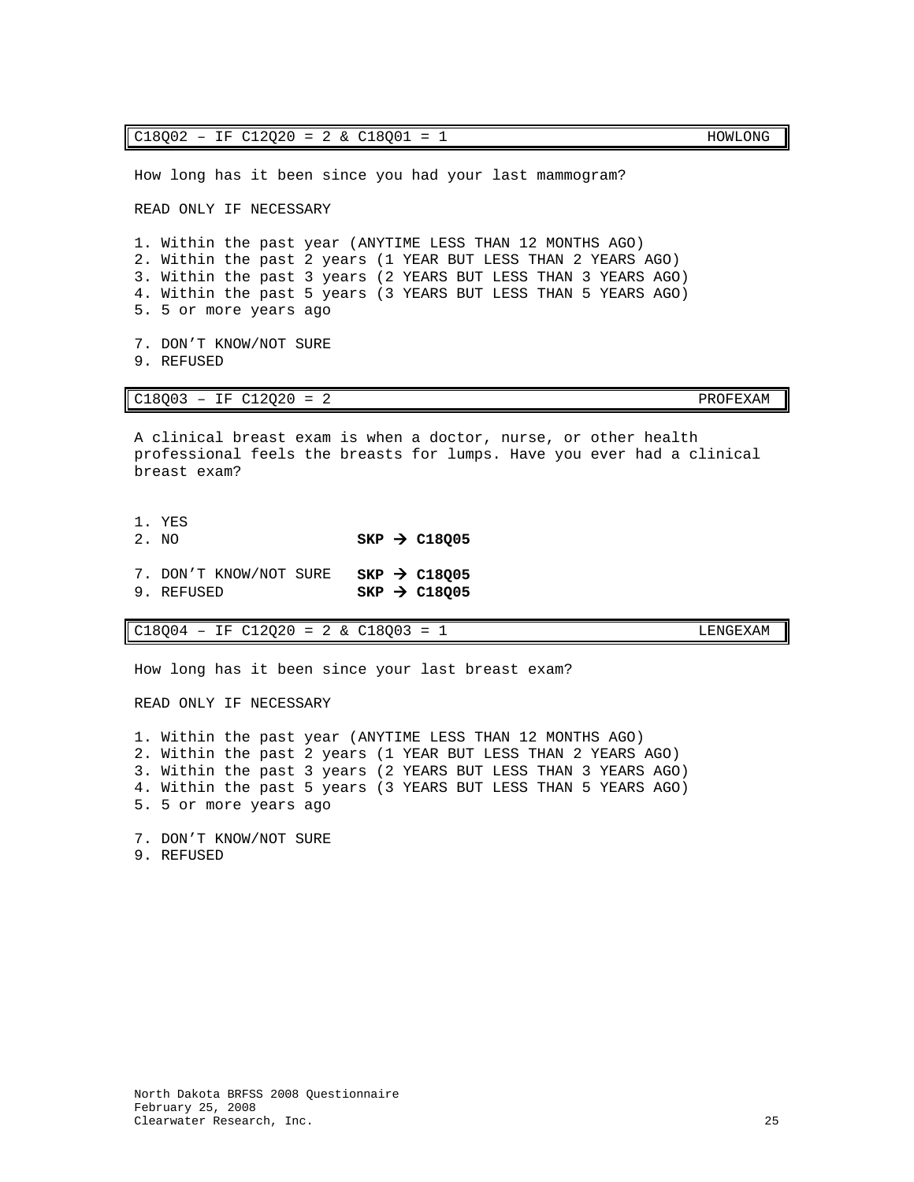| C18Q02 – IF C12Q20 = 2 & C18Q01 = 1 | HOWLONG |
| --- | --- |

How long has it been since you had your last mammogram?

READ ONLY IF NECESSARY

1. Within the past year (ANYTIME LESS THAN 12 MONTHS AGO)
2. Within the past 2 years (1 YEAR BUT LESS THAN 2 YEARS AGO)
3. Within the past 3 years (2 YEARS BUT LESS THAN 3 YEARS AGO)
4. Within the past 5 years (3 YEARS BUT LESS THAN 5 YEARS AGO)
5. 5 or more years ago

7. DON'T KNOW/NOT SURE
9. REFUSED

| C18Q03 – IF C12Q20 = 2 | PROFEXAM |
| --- | --- |

A clinical breast exam is when a doctor, nurse, or other health professional feels the breasts for lumps. Have you ever had a clinical breast exam?

1. YES
2. NO **SKP → C18Q05**

7. DON'T KNOW/NOT SURE **SKP → C18Q05**
9. REFUSED **SKP → C18Q05**

| C18Q04 – IF C12Q20 = 2 & C18Q03 = 1 | LENGEXAM |
| --- | --- |

How long has it been since your last breast exam?

READ ONLY IF NECESSARY

1. Within the past year (ANYTIME LESS THAN 12 MONTHS AGO)
2. Within the past 2 years (1 YEAR BUT LESS THAN 2 YEARS AGO)
3. Within the past 3 years (2 YEARS BUT LESS THAN 3 YEARS AGO)
4. Within the past 5 years (3 YEARS BUT LESS THAN 5 YEARS AGO)
5. 5 or more years ago

7. DON'T KNOW/NOT SURE
9. REFUSED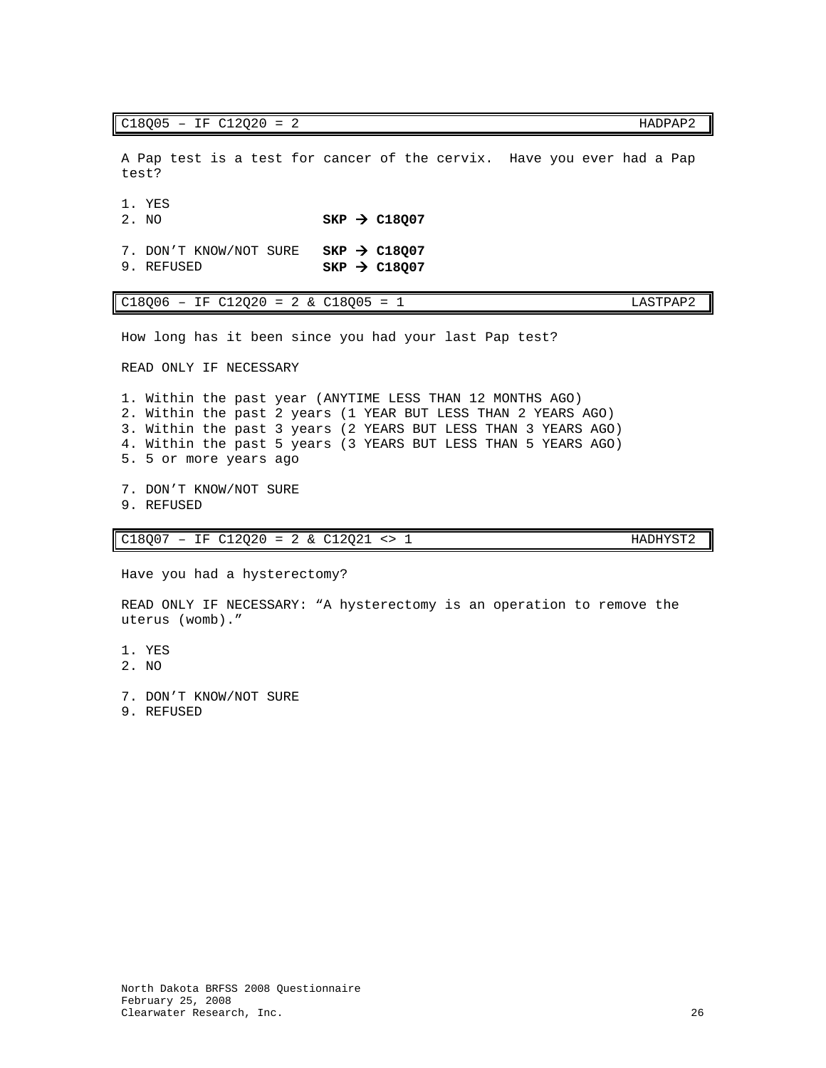| C18Q05 – IF C12Q20 = 2 | HADPAP2 |
|---|---|

A Pap test is a test for cancer of the cervix. Have you ever had a Pap test?

1. YES
2. NO **SKP → C18Q07**

7. DON'T KNOW/NOT SURE **SKP → C18Q07**
9. REFUSED **SKP → C18Q07**

| C18Q06 – IF C12Q20 = 2 & C18Q05 = 1 | LASTPAP2 |
|---|---|

How long has it been since you had your last Pap test?

READ ONLY IF NECESSARY

1. Within the past year (ANYTIME LESS THAN 12 MONTHS AGO)
2. Within the past 2 years (1 YEAR BUT LESS THAN 2 YEARS AGO)
3. Within the past 3 years (2 YEARS BUT LESS THAN 3 YEARS AGO)
4. Within the past 5 years (3 YEARS BUT LESS THAN 5 YEARS AGO)
5. 5 or more years ago

7. DON'T KNOW/NOT SURE
9. REFUSED

| C18Q07 – IF C12Q20 = 2 & C12Q21 <> 1 | HADHYST2 |
|---|---|

Have you had a hysterectomy?

READ ONLY IF NECESSARY: "A hysterectomy is an operation to remove the uterus (womb)."

1. YES
2. NO

7. DON'T KNOW/NOT SURE
9. REFUSED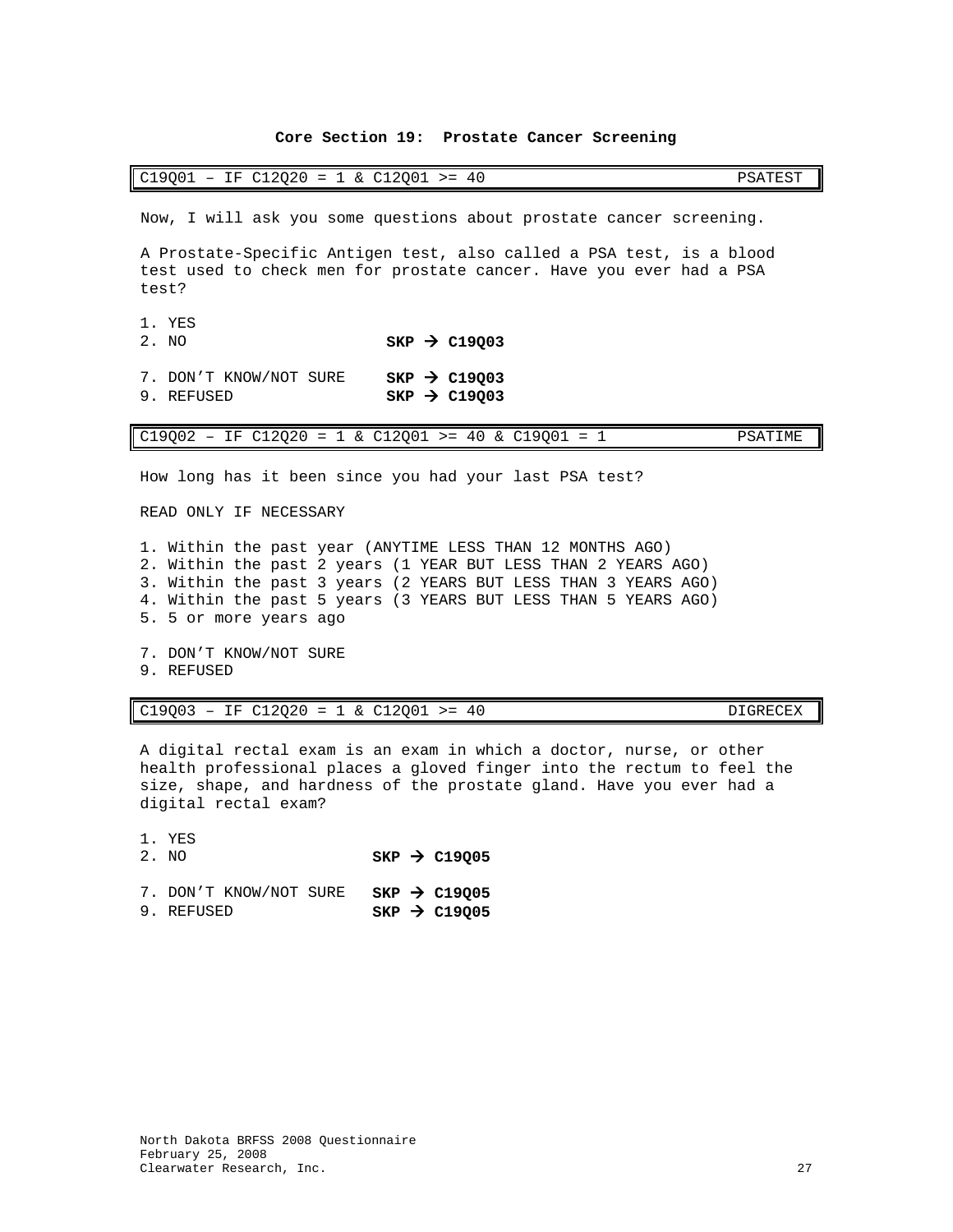## Core Section 19: Prostate Cancer Screening

| C19Q01 – IF C12Q20 = 1 & C12Q01 >= 40 | PSATEST |
|---|---|

Now, I will ask you some questions about prostate cancer screening.

A Prostate-Specific Antigen test, also called a PSA test, is a blood test used to check men for prostate cancer. Have you ever had a PSA test?

1. YES
2. NO **SKP → C19Q03**

7. DON'T KNOW/NOT SURE **SKP → C19Q03**
9. REFUSED **SKP → C19Q03**

| C19Q02 – IF C12Q20 = 1 & C12Q01 >= 40 & C19Q01 = 1 | PSATIME |
|---|---|

How long has it been since you had your last PSA test?

READ ONLY IF NECESSARY

1. Within the past year (ANYTIME LESS THAN 12 MONTHS AGO)
2. Within the past 2 years (1 YEAR BUT LESS THAN 2 YEARS AGO)
3. Within the past 3 years (2 YEARS BUT LESS THAN 3 YEARS AGO)
4. Within the past 5 years (3 YEARS BUT LESS THAN 5 YEARS AGO)
5. 5 or more years ago

7. DON'T KNOW/NOT SURE
9. REFUSED

| C19Q03 – IF C12Q20 = 1 & C12Q01 >= 40 | DIGRECEX |
|---|---|

A digital rectal exam is an exam in which a doctor, nurse, or other health professional places a gloved finger into the rectum to feel the size, shape, and hardness of the prostate gland. Have you ever had a digital rectal exam?

1. YES
2. NO **SKP → C19Q05**

7. DON'T KNOW/NOT SURE **SKP → C19Q05**
9. REFUSED **SKP → C19Q05**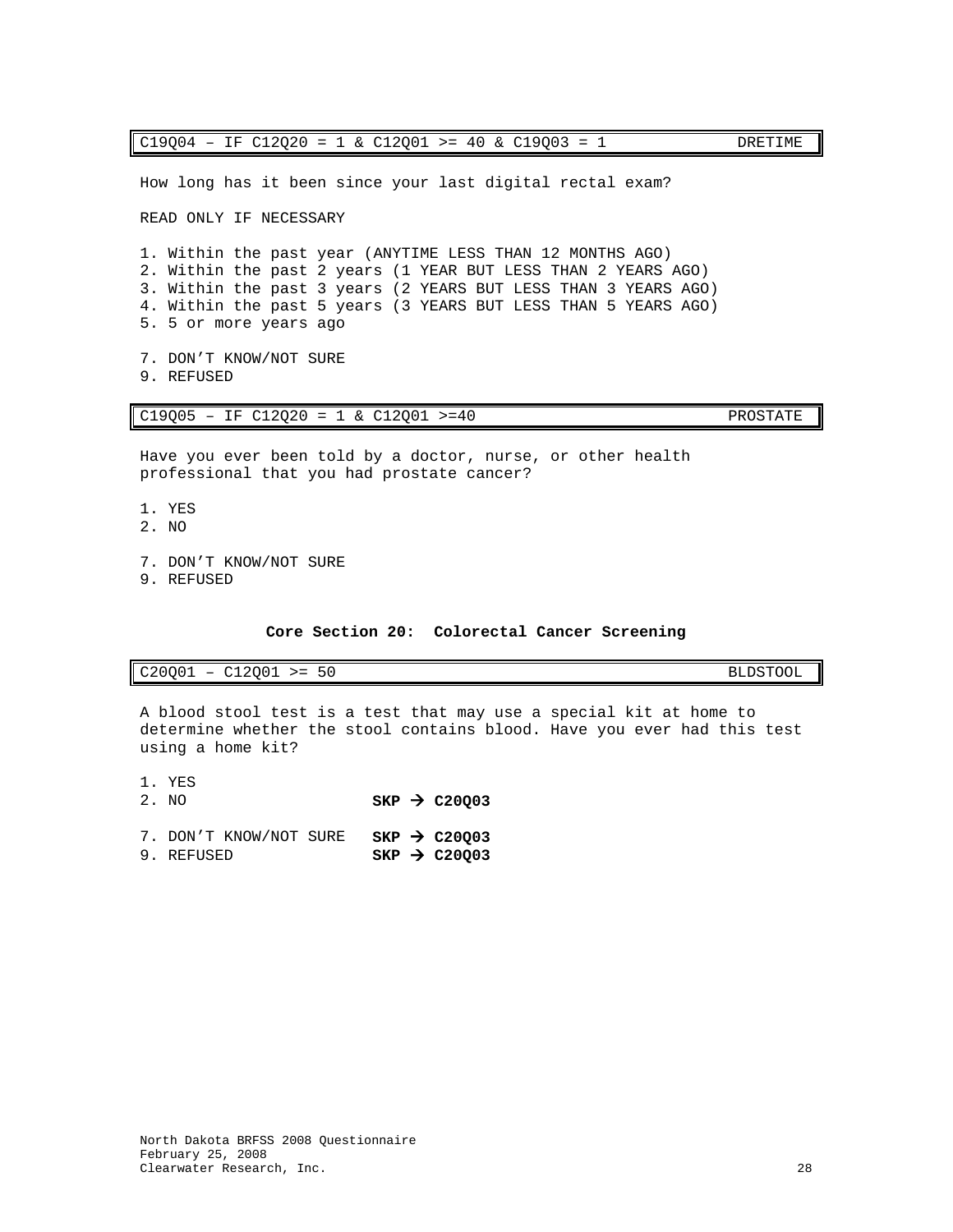| C19Q04 – IF C12Q20 = 1 & C12Q01 >= 40 & C19Q03 = 1 | DRETIME |
| --- | --- |

How long has it been since your last digital rectal exam?

READ ONLY IF NECESSARY

1. Within the past year (ANYTIME LESS THAN 12 MONTHS AGO)
2. Within the past 2 years (1 YEAR BUT LESS THAN 2 YEARS AGO)
3. Within the past 3 years (2 YEARS BUT LESS THAN 3 YEARS AGO)
4. Within the past 5 years (3 YEARS BUT LESS THAN 5 YEARS AGO)
5. 5 or more years ago

7. DON'T KNOW/NOT SURE
9. REFUSED

| C19Q05 – IF C12Q20 = 1 & C12Q01 >=40 | PROSTATE |
| --- | --- |

Have you ever been told by a doctor, nurse, or other health professional that you had prostate cancer?

1. YES
2. NO

7. DON'T KNOW/NOT SURE
9. REFUSED

### Core Section 20: Colorectal Cancer Screening

| C20Q01 – C12Q01 >= 50 | BLDSTOOL |
| --- | --- |

A blood stool test is a test that may use a special kit at home to determine whether the stool contains blood. Have you ever had this test using a home kit?

1. YES
2. NO **SKP → C20Q03**

7. DON'T KNOW/NOT SURE **SKP → C20Q03**
9. REFUSED **SKP → C20Q03**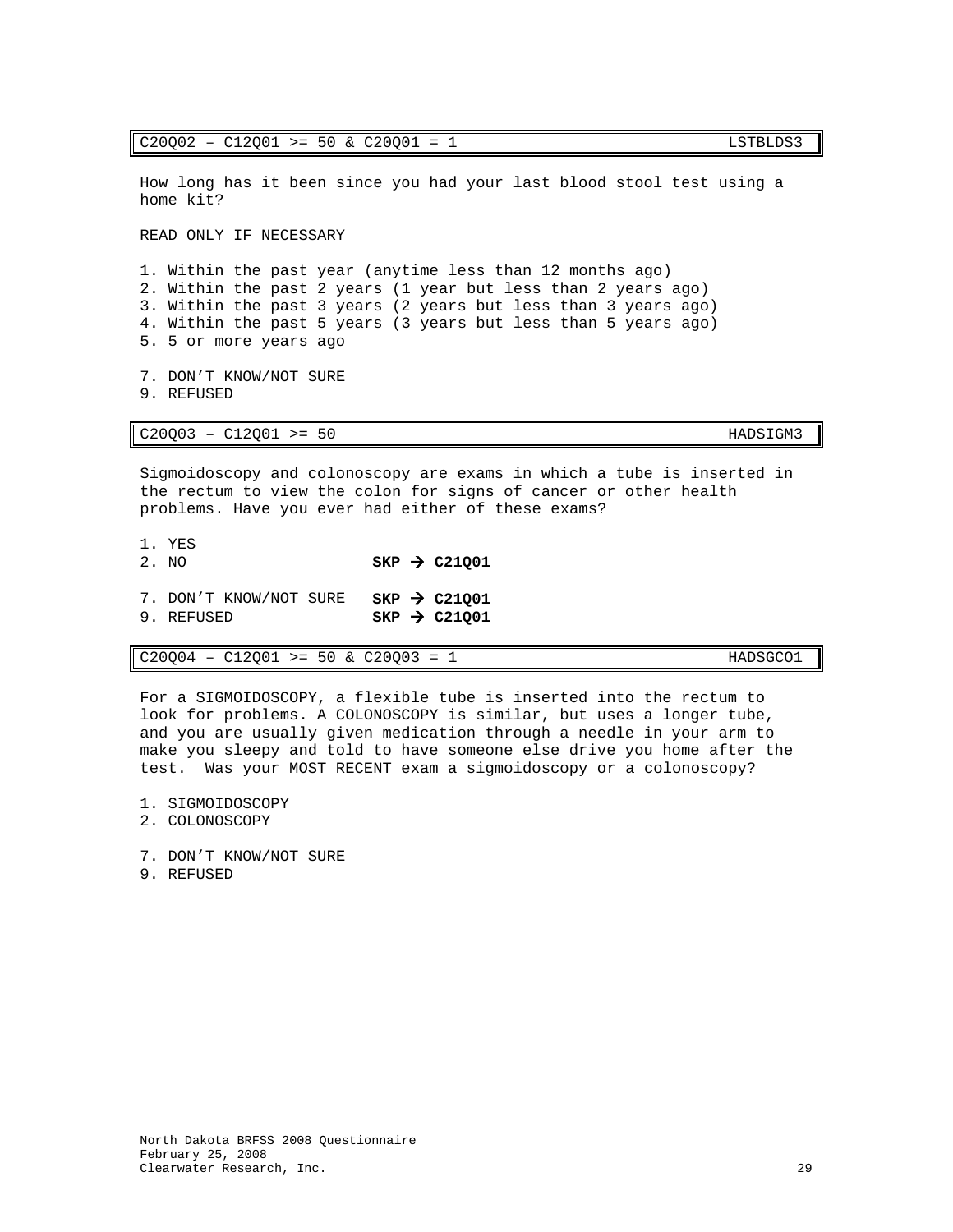| C20Q02 – C12Q01 >= 50 & C20Q01 = 1 | LSTBLDS3 |
|---|---|

How long has it been since you had your last blood stool test using a home kit?

READ ONLY IF NECESSARY

1. Within the past year (anytime less than 12 months ago)
2. Within the past 2 years (1 year but less than 2 years ago)
3. Within the past 3 years (2 years but less than 3 years ago)
4. Within the past 5 years (3 years but less than 5 years ago)
5. 5 or more years ago

7. DON'T KNOW/NOT SURE
9. REFUSED

| C20Q03 – C12Q01 >= 50 | HADSIGM3 |
|---|---|

Sigmoidoscopy and colonoscopy are exams in which a tube is inserted in the rectum to view the colon for signs of cancer or other health problems. Have you ever had either of these exams?

1. YES
2. NO **SKP → C21Q01**

7. DON'T KNOW/NOT SURE **SKP → C21Q01**
9. REFUSED **SKP → C21Q01**

| C20Q04 – C12Q01 >= 50 & C20Q03 = 1 | HADSGCO1 |
|---|---|

For a SIGMOIDOSCOPY, a flexible tube is inserted into the rectum to look for problems. A COLONOSCOPY is similar, but uses a longer tube, and you are usually given medication through a needle in your arm to make you sleepy and told to have someone else drive you home after the test. Was your MOST RECENT exam a sigmoidoscopy or a colonoscopy?

1. SIGMOIDOSCOPY
2. COLONOSCOPY

7. DON'T KNOW/NOT SURE
9. REFUSED

North Dakota BRFSS 2008 Questionnaire
February 25, 2008
Clearwater Research, Inc.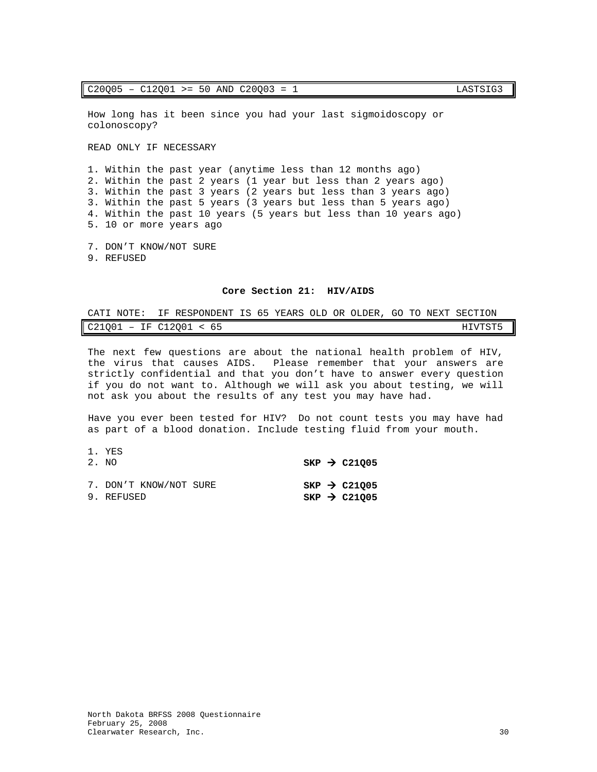| C20Q05 – C12Q01 >= 50 AND C20Q03 = 1 | LASTSIG3 |
|---|---|

How long has it been since you had your last sigmoidoscopy or colonoscopy?

READ ONLY IF NECESSARY

1. Within the past year (anytime less than 12 months ago)
2. Within the past 2 years (1 year but less than 2 years ago)
3. Within the past 3 years (2 years but less than 3 years ago)
3. Within the past 5 years (3 years but less than 5 years ago)
4. Within the past 10 years (5 years but less than 10 years ago)
5. 10 or more years ago

7. DON'T KNOW/NOT SURE
9. REFUSED

## Core Section 21: HIV/AIDS

CATI NOTE: IF RESPONDENT IS 65 YEARS OLD OR OLDER, GO TO NEXT SECTION

| C21Q01 – IF C12Q01 < 65 | HIVTST5 |
|---|---|

The next few questions are about the national health problem of HIV, the virus that causes AIDS. Please remember that your answers are strictly confidential and that you don't have to answer every question if you do not want to. Although we will ask you about testing, we will not ask you about the results of any test you may have had.

Have you ever been tested for HIV? Do not count tests you may have had as part of a blood donation. Include testing fluid from your mouth.

1. YES
2. NO **SKP → C21Q05**

7. DON'T KNOW/NOT SURE **SKP → C21Q05**
9. REFUSED **SKP → C21Q05**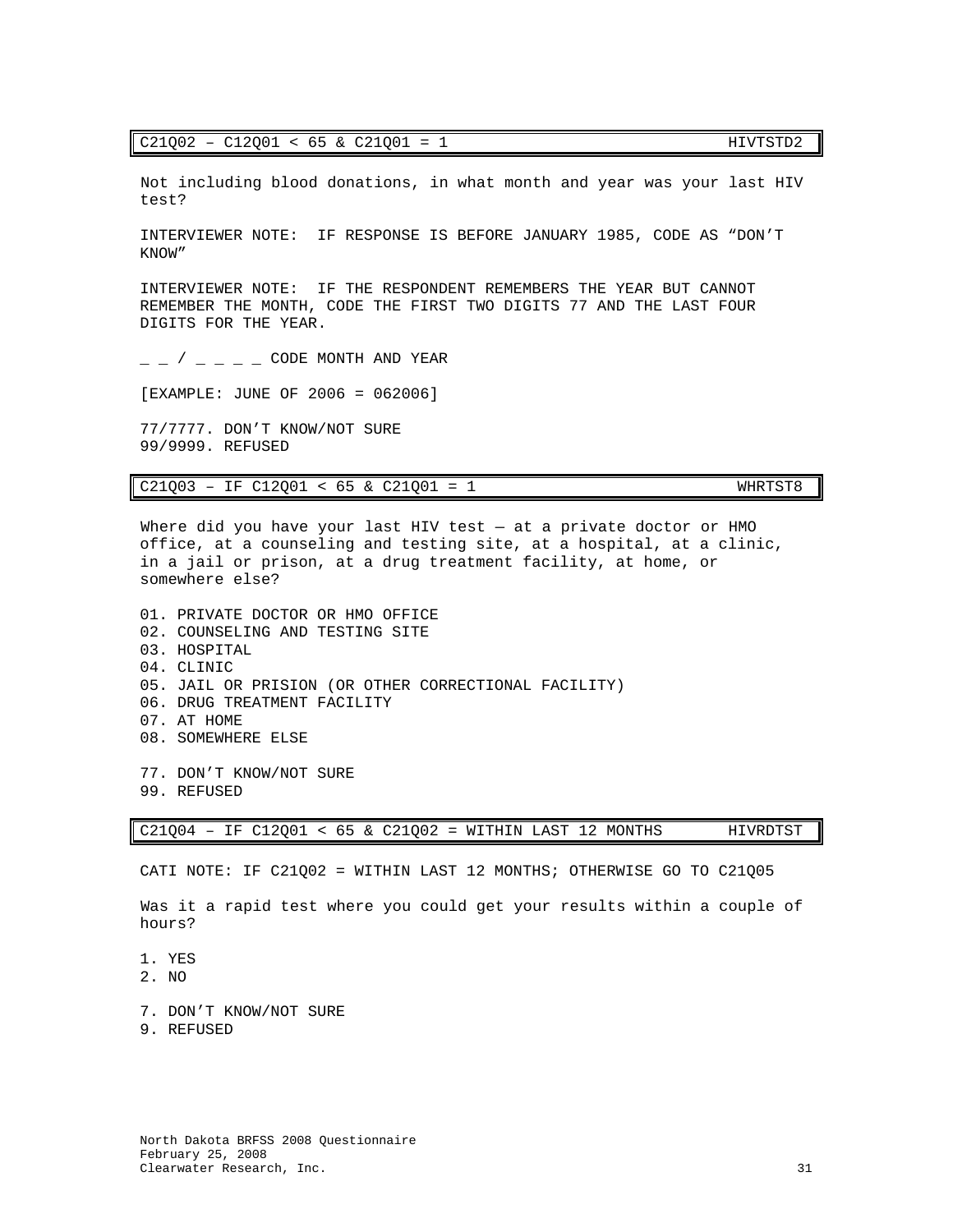| C21Q02 – C12Q01 < 65 & C21Q01 = 1 | HIVTSTD2 |
|---|---|

Not including blood donations, in what month and year was your last HIV test?

INTERVIEWER NOTE: IF RESPONSE IS BEFORE JANUARY 1985, CODE AS "DON'T KNOW"

INTERVIEWER NOTE: IF THE RESPONDENT REMEMBERS THE YEAR BUT CANNOT REMEMBER THE MONTH, CODE THE FIRST TWO DIGITS 77 AND THE LAST FOUR DIGITS FOR THE YEAR.

_ _ / _ _ _ _ CODE MONTH AND YEAR

[EXAMPLE: JUNE OF 2006 = 062006]

77/7777. DON'T KNOW/NOT SURE
99/9999. REFUSED

| C21Q03 – IF C12Q01 < 65 & C21Q01 = 1 | WHRTST8 |
|---|---|

Where did you have your last HIV test — at a private doctor or HMO office, at a counseling and testing site, at a hospital, at a clinic, in a jail or prison, at a drug treatment facility, at home, or somewhere else?

01. PRIVATE DOCTOR OR HMO OFFICE
02. COUNSELING AND TESTING SITE
03. HOSPITAL
04. CLINIC
05. JAIL OR PRISION (OR OTHER CORRECTIONAL FACILITY)
06. DRUG TREATMENT FACILITY
07. AT HOME
08. SOMEWHERE ELSE

77. DON'T KNOW/NOT SURE
99. REFUSED

| C21Q04 – IF C12Q01 < 65 & C21Q02 = WITHIN LAST 12 MONTHS | HIVRDTST |
|---|---|

CATI NOTE: IF C21Q02 = WITHIN LAST 12 MONTHS; OTHERWISE GO TO C21Q05

Was it a rapid test where you could get your results within a couple of hours?

1. YES
2. NO

7. DON'T KNOW/NOT SURE
9. REFUSED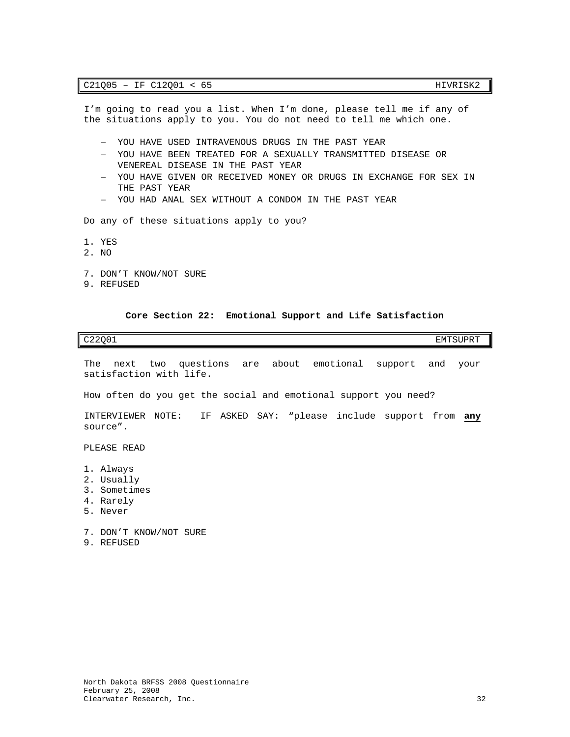| C21Q05 – IF C12Q01 < 65 | HIVRISK2 |
|---|---|

I'm going to read you a list. When I'm done, please tell me if any of the situations apply to you. You do not need to tell me which one.

- YOU HAVE USED INTRAVENOUS DRUGS IN THE PAST YEAR
- YOU HAVE BEEN TREATED FOR A SEXUALLY TRANSMITTED DISEASE OR VENEREAL DISEASE IN THE PAST YEAR
- YOU HAVE GIVEN OR RECEIVED MONEY OR DRUGS IN EXCHANGE FOR SEX IN THE PAST YEAR
- YOU HAD ANAL SEX WITHOUT A CONDOM IN THE PAST YEAR

Do any of these situations apply to you?

1. YES
2. NO

7. DON'T KNOW/NOT SURE
9. REFUSED

### Core Section 22: Emotional Support and Life Satisfaction

| C22Q01 | EMTSUPRT |
|---|---|

The next two questions are about emotional support and your satisfaction with life.

How often do you get the social and emotional support you need?

INTERVIEWER NOTE: IF ASKED SAY: "please include support from **any** source".

PLEASE READ

1. Always
2. Usually
3. Sometimes
4. Rarely
5. Never

7. DON'T KNOW/NOT SURE
9. REFUSED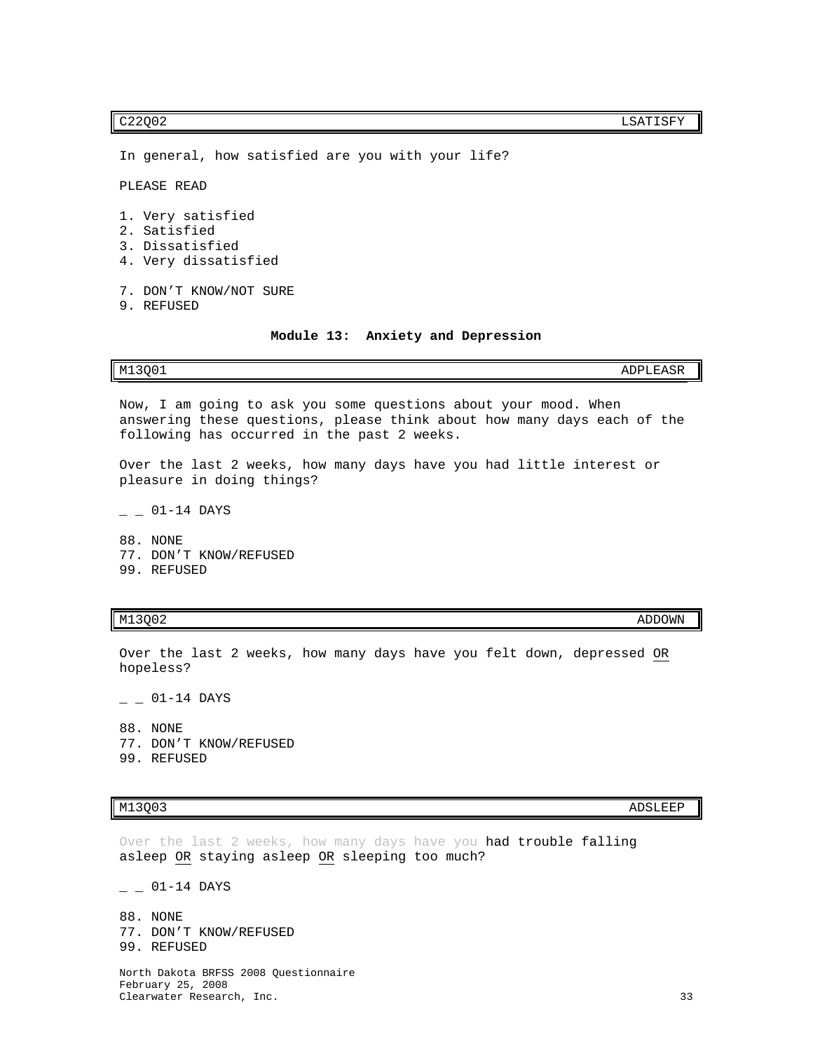| C22Q02 | LSATISFY |
|---|---|

In general, how satisfied are you with your life?

PLEASE READ

1. Very satisfied
2. Satisfied
3. Dissatisfied
4. Very dissatisfied

7. DON'T KNOW/NOT SURE
9. REFUSED

**Module 13: Anxiety and Depression**

| M13Q01 | ADPLEASR |
|---|---|

Now, I am going to ask you some questions about your mood. When answering these questions, please think about how many days each of the following has occurred in the past 2 weeks.

Over the last 2 weeks, how many days have you had little interest or pleasure in doing things?

_ _ 01-14 DAYS

88. NONE
77. DON'T KNOW/REFUSED
99. REFUSED

| M13Q02 | ADDOWN |
|---|---|

Over the last 2 weeks, how many days have you felt down, depressed OR hopeless?

_ _ 01-14 DAYS

88. NONE
77. DON'T KNOW/REFUSED
99. REFUSED

| M13Q03 | ADSLEEP |
|---|---|

Over the last 2 weeks, how many days have you had trouble falling asleep OR staying asleep OR sleeping too much?

_ _ 01-14 DAYS

88. NONE
77. DON'T KNOW/REFUSED
99. REFUSED

North Dakota BRFSS 2008 Questionnaire
February 25, 2008
Clearwater Research, Inc.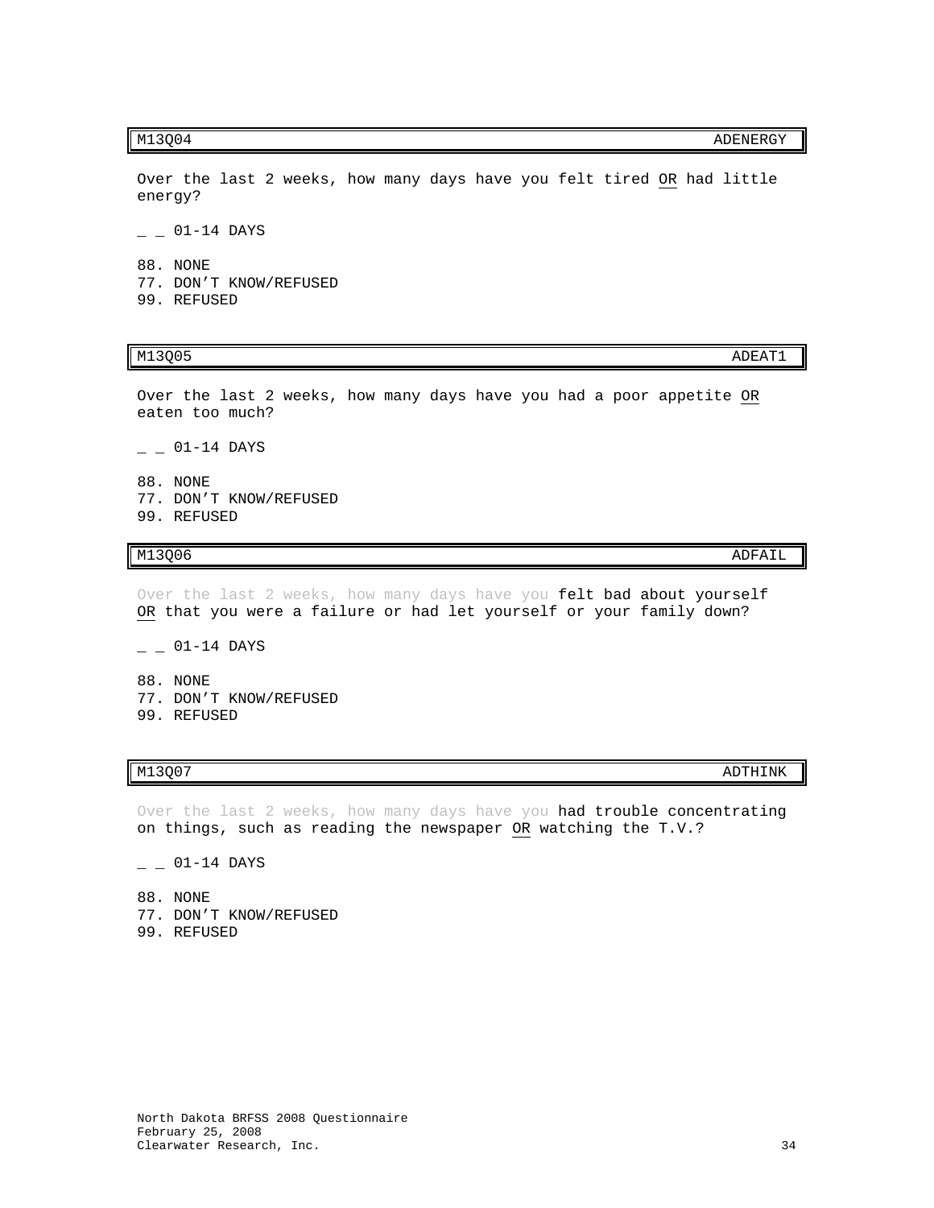| M13Q04 | ADENERGY |
|---|---|

Over the last 2 weeks, how many days have you felt tired OR had little energy?

_ _ 01-14 DAYS

88. NONE
77. DON'T KNOW/REFUSED
99. REFUSED

| M13Q05 | ADEAT1 |
|---|---|

Over the last 2 weeks, how many days have you had a poor appetite OR eaten too much?

_ _ 01-14 DAYS

88. NONE
77. DON'T KNOW/REFUSED
99. REFUSED

| M13Q06 | ADFAIL |
|---|---|

Over the last 2 weeks, how many days have you felt bad about yourself OR that you were a failure or had let yourself or your family down?

_ _ 01-14 DAYS

88. NONE
77. DON'T KNOW/REFUSED
99. REFUSED

| M13Q07 | ADTHINK |
|---|---|

Over the last 2 weeks, how many days have you had trouble concentrating on things, such as reading the newspaper OR watching the T.V.?

_ _ 01-14 DAYS

88. NONE
77. DON'T KNOW/REFUSED
99. REFUSED

North Dakota BRFSS 2008 Questionnaire
February 25, 2008
Clearwater Research, Inc.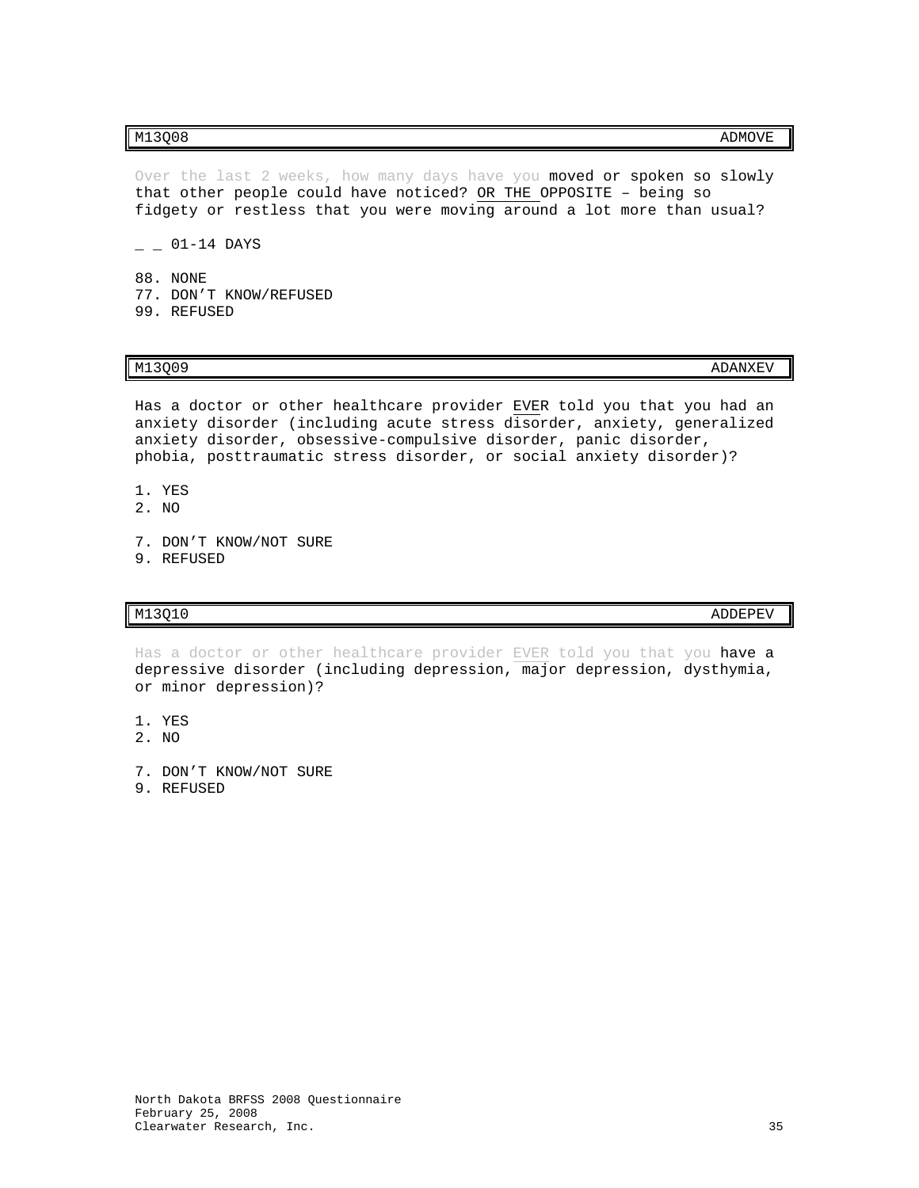| M13Q08 | ADMOVE |
|---|---|

Over the last 2 weeks, how many days have you moved or spoken so slowly that other people could have noticed? OR THE OPPOSITE – being so fidgety or restless that you were moving around a lot more than usual?

_ _ 01-14 DAYS

88. NONE
77. DON'T KNOW/REFUSED
99. REFUSED

| M13Q09 | ADANXEV |
|---|---|

Has a doctor or other healthcare provider EVER told you that you had an anxiety disorder (including acute stress disorder, anxiety, generalized anxiety disorder, obsessive-compulsive disorder, panic disorder, phobia, posttraumatic stress disorder, or social anxiety disorder)?

1. YES
2. NO

7. DON'T KNOW/NOT SURE
9. REFUSED

| M13Q10 | ADDEPEV |
|---|---|

Has a doctor or other healthcare provider EVER told you that you have a depressive disorder (including depression, major depression, dysthymia, or minor depression)?

1. YES
2. NO

7. DON'T KNOW/NOT SURE
9. REFUSED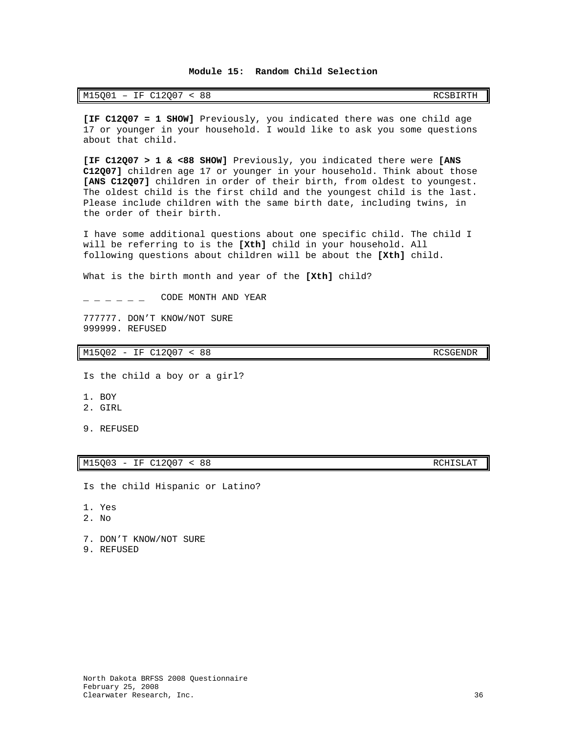## Module 15: Random Child Selection

| M15Q01 – IF C12Q07 < 88 | RCSBIRTH |
|---|---|

**[IF C12Q07 = 1 SHOW]** Previously, you indicated there was one child age 17 or younger in your household. I would like to ask you some questions about that child.

**[IF C12Q07 > 1 & <88 SHOW]** Previously, you indicated there were **[ANS C12Q07]** children age 17 or younger in your household. Think about those **[ANS C12Q07]** children in order of their birth, from oldest to youngest. The oldest child is the first child and the youngest child is the last. Please include children with the same birth date, including twins, in the order of their birth.

I have some additional questions about one specific child. The child I will be referring to is the **[Xth]** child in your household. All following questions about children will be about the **[Xth]** child.

What is the birth month and year of the **[Xth]** child?

_ _ _ _ _ _ CODE MONTH AND YEAR

777777. DON'T KNOW/NOT SURE
999999. REFUSED

| M15Q02 - IF C12Q07 < 88 | RCSGENDR |
|---|---|

Is the child a boy or a girl?

1. BOY
2. GIRL

9. REFUSED

| M15Q03 - IF C12Q07 < 88 | RCHISLAT |
|---|---|

Is the child Hispanic or Latino?

1. Yes
2. No

7. DON'T KNOW/NOT SURE
9. REFUSED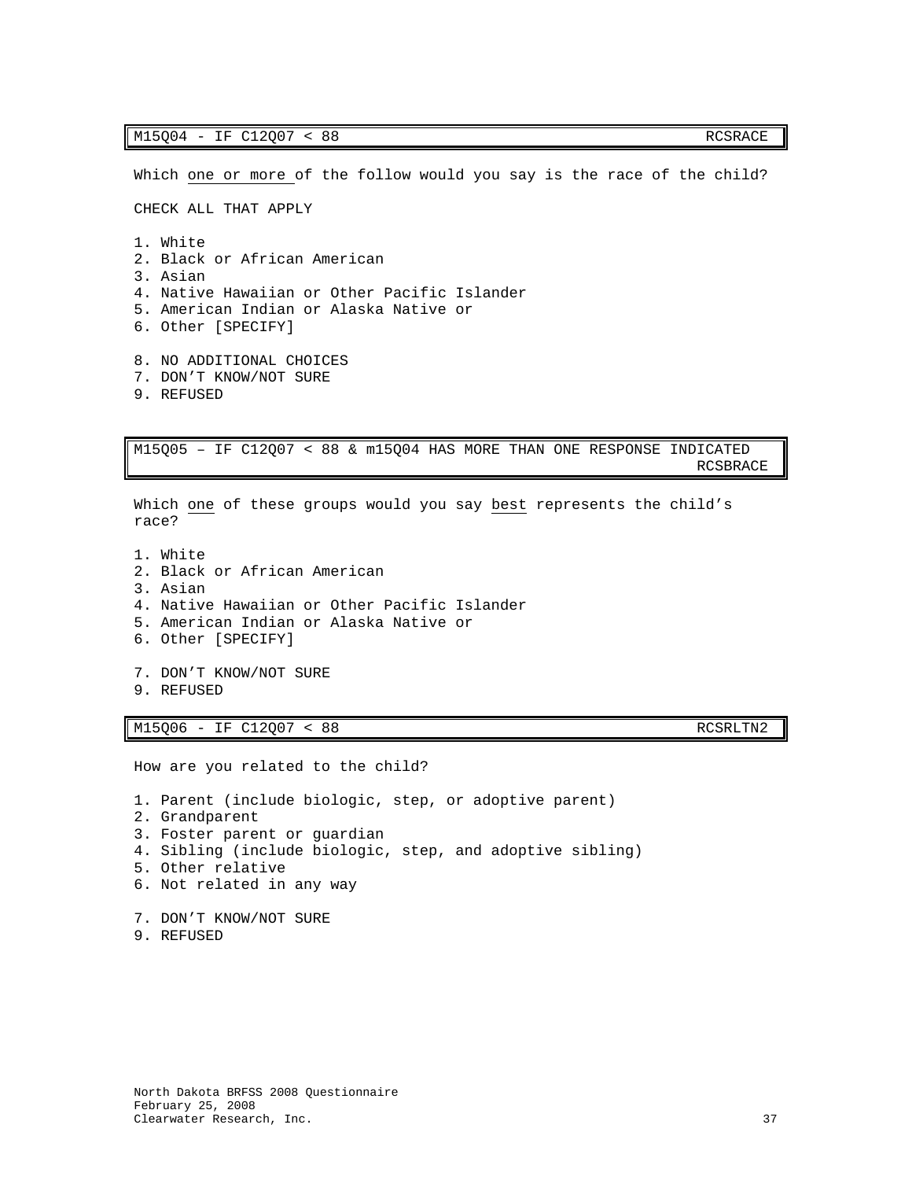| M15Q04 - IF C12Q07 < 88 | RCSRACE |
| --- | --- |

Which one or more of the follow would you say is the race of the child?

CHECK ALL THAT APPLY

1. White
2. Black or African American
3. Asian
4. Native Hawaiian or Other Pacific Islander
5. American Indian or Alaska Native or
6. Other [SPECIFY]

8. NO ADDITIONAL CHOICES
7. DON'T KNOW/NOT SURE
9. REFUSED

| M15Q05 – IF C12Q07 < 88 & m15Q04 HAS MORE THAN ONE RESPONSE INDICATED | RCSBRACE |
| --- | --- |

Which one of these groups would you say best represents the child's race?

1. White
2. Black or African American
3. Asian
4. Native Hawaiian or Other Pacific Islander
5. American Indian or Alaska Native or
6. Other [SPECIFY]

7. DON'T KNOW/NOT SURE
9. REFUSED

| M15Q06 - IF C12Q07 < 88 | RCSRLTN2 |
| --- | --- |

How are you related to the child?

1. Parent (include biologic, step, or adoptive parent)
2. Grandparent
3. Foster parent or guardian
4. Sibling (include biologic, step, and adoptive sibling)
5. Other relative
6. Not related in any way

7. DON'T KNOW/NOT SURE
9. REFUSED

North Dakota BRFSS 2008 Questionnaire
February 25, 2008
Clearwater Research, Inc.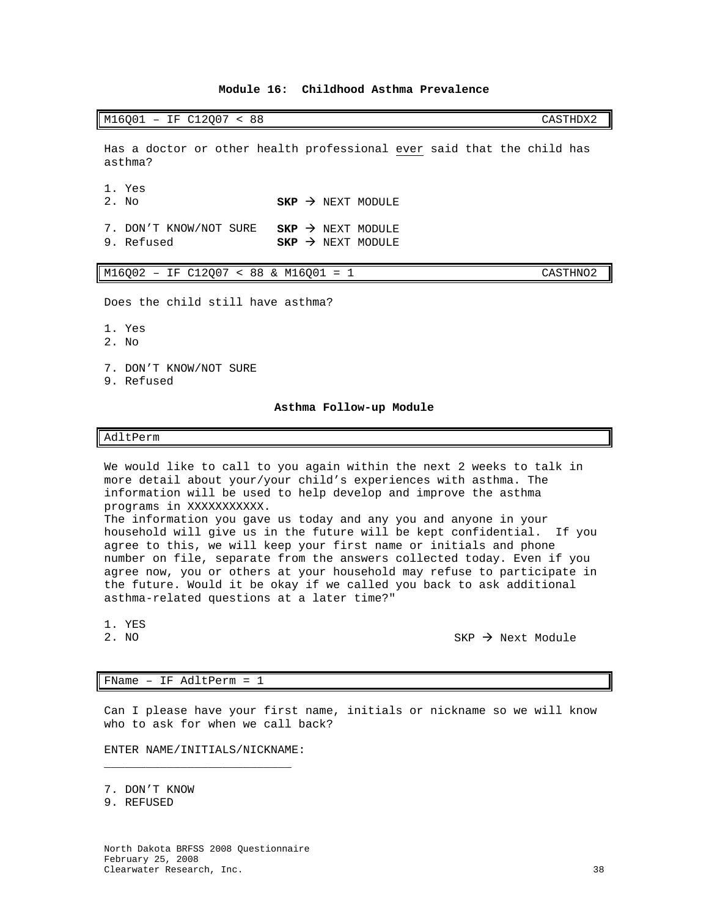## Module 16: Childhood Asthma Prevalence

| M16Q01 – IF C12Q07 < 88 | CASTHDX2 |
|---|---|

Has a doctor or other health professional ever said that the child has asthma?

1. Yes
2. No — **SKP** → NEXT MODULE

7. DON'T KNOW/NOT SURE — **SKP** → NEXT MODULE
9. Refused — **SKP** → NEXT MODULE

| M16Q02 – IF C12Q07 < 88 & M16Q01 = 1 | CASTHNO2 |
|---|---|

Does the child still have asthma?

1. Yes
2. No

7. DON'T KNOW/NOT SURE
9. Refused

### Asthma Follow-up Module

| AdltPerm |
|---|

We would like to call to you again within the next 2 weeks to talk in more detail about your/your child's experiences with asthma. The information will be used to help develop and improve the asthma programs in XXXXXXXXXXX.
The information you gave us today and any you and anyone in your household will give us in the future will be kept confidential. If you agree to this, we will keep your first name or initials and phone number on file, separate from the answers collected today. Even if you agree now, you or others at your household may refuse to participate in the future. Would it be okay if we called you back to ask additional asthma-related questions at a later time?"

1. YES
2. NO — SKP → Next Module

| FName – IF AdltPerm = 1 |
|---|

Can I please have your first name, initials or nickname so we will know who to ask for when we call back?

ENTER NAME/INITIALS/NICKNAME:
___________________________

7. DON'T KNOW
9. REFUSED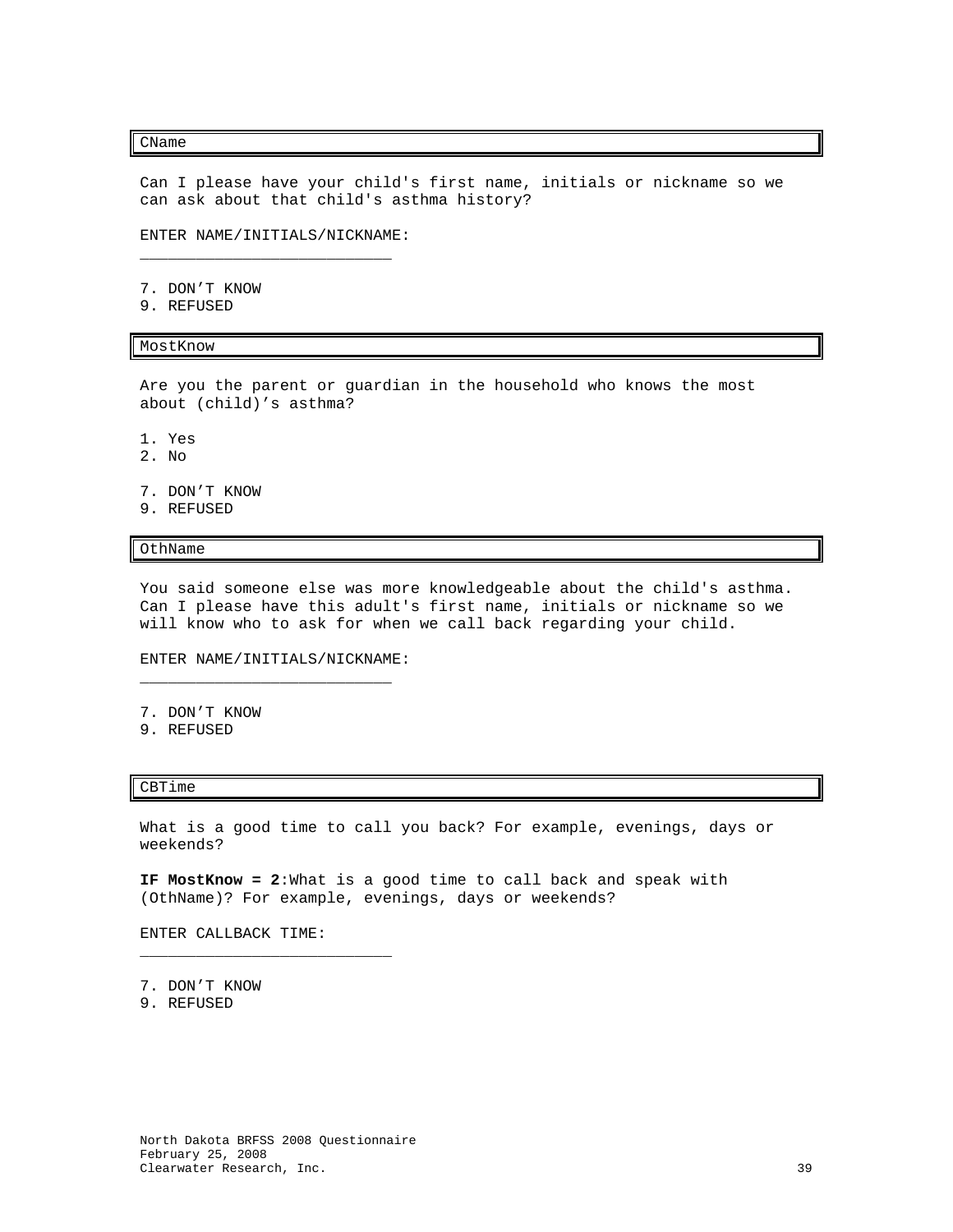## CName

Can I please have your child's first name, initials or nickname so we can ask about that child's asthma history?

ENTER NAME/INITIALS/NICKNAME: ___________________________

7. DON'T KNOW
9. REFUSED

## MostKnow

Are you the parent or guardian in the household who knows the most about (child)'s asthma?

1. Yes
2. No

7. DON'T KNOW
9. REFUSED

## OthName

You said someone else was more knowledgeable about the child's asthma. Can I please have this adult's first name, initials or nickname so we will know who to ask for when we call back regarding your child.

ENTER NAME/INITIALS/NICKNAME: ___________________________

7. DON'T KNOW
9. REFUSED

## CBTime

What is a good time to call you back? For example, evenings, days or weekends?

**IF MostKnow = 2**:What is a good time to call back and speak with (OthName)? For example, evenings, days or weekends?

ENTER CALLBACK TIME: ___________________________

7. DON'T KNOW
9. REFUSED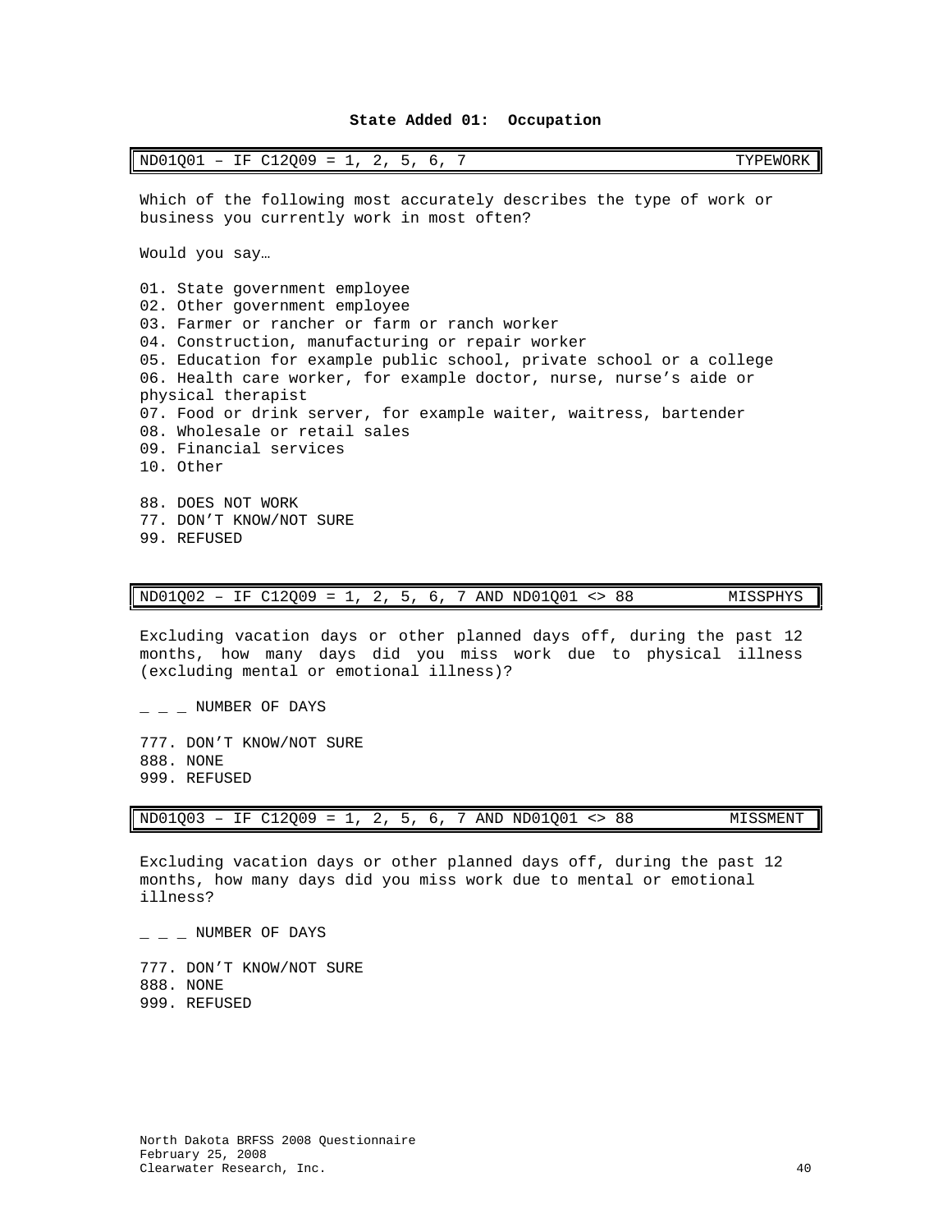## State Added 01: Occupation

| ND01Q01 – IF C12Q09 = 1, 2, 5, 6, 7 | TYPEWORK |
|---|---|

Which of the following most accurately describes the type of work or business you currently work in most often?

Would you say…

01. State government employee
02. Other government employee
03. Farmer or rancher or farm or ranch worker
04. Construction, manufacturing or repair worker
05. Education for example public school, private school or a college
06. Health care worker, for example doctor, nurse, nurse's aide or physical therapist
07. Food or drink server, for example waiter, waitress, bartender
08. Wholesale or retail sales
09. Financial services
10. Other

88. DOES NOT WORK
77. DON'T KNOW/NOT SURE
99. REFUSED

| ND01Q02 – IF C12Q09 = 1, 2, 5, 6, 7 AND ND01Q01 <> 88 | MISSPHYS |
|---|---|

Excluding vacation days or other planned days off, during the past 12 months, how many days did you miss work due to physical illness (excluding mental or emotional illness)?

_ _ _ NUMBER OF DAYS

777. DON'T KNOW/NOT SURE
888. NONE
999. REFUSED

| ND01Q03 – IF C12Q09 = 1, 2, 5, 6, 7 AND ND01Q01 <> 88 | MISSMENT |
|---|---|

Excluding vacation days or other planned days off, during the past 12 months, how many days did you miss work due to mental or emotional illness?

_ _ _ NUMBER OF DAYS

777. DON'T KNOW/NOT SURE
888. NONE
999. REFUSED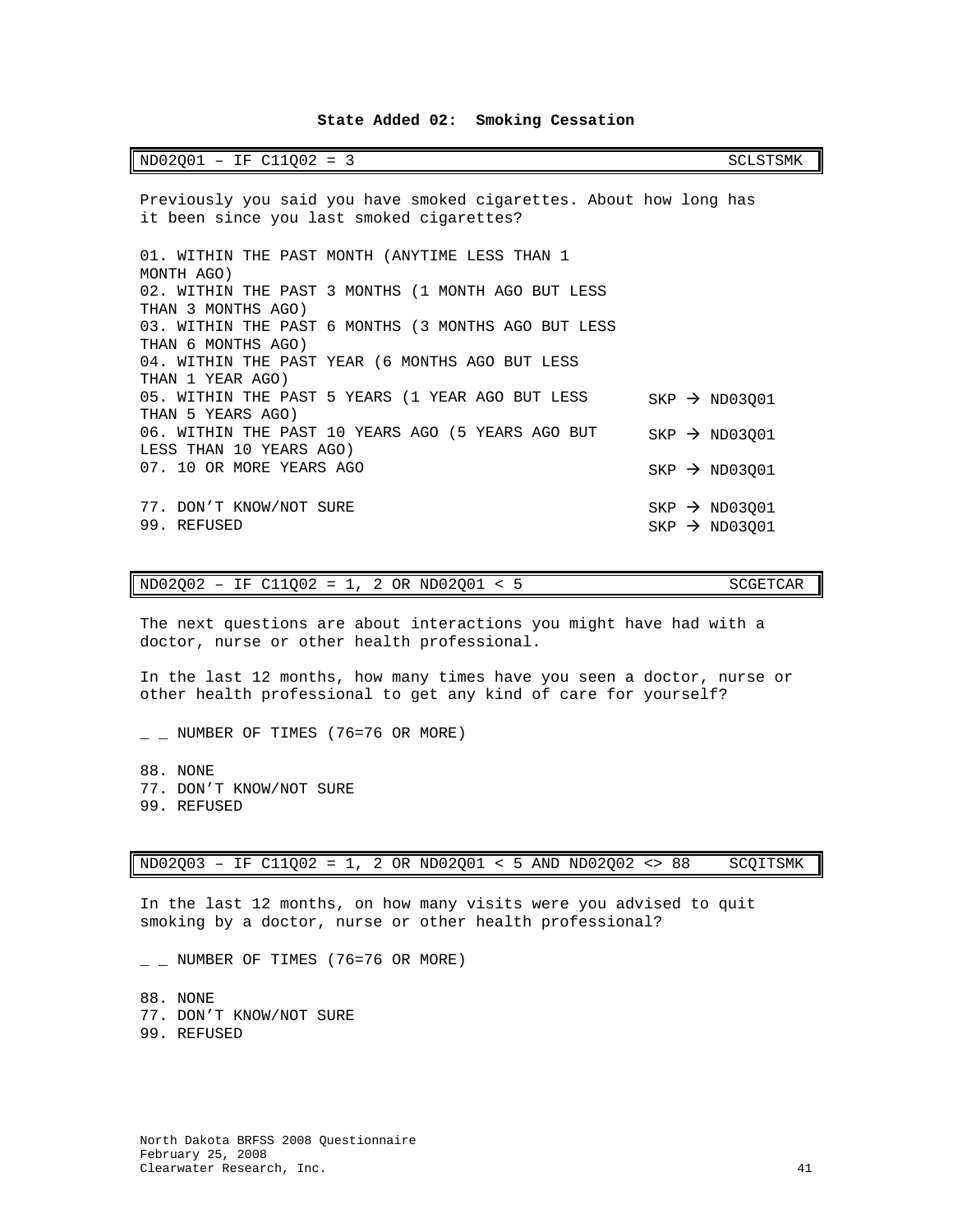**State Added 02: Smoking Cessation**

| ND02Q01 – IF C11Q02 = 3 | SCLSTSMK |
|---|---|

Previously you said you have smoked cigarettes. About how long has it been since you last smoked cigarettes?

01. WITHIN THE PAST MONTH (ANYTIME LESS THAN 1 MONTH AGO)
02. WITHIN THE PAST 3 MONTHS (1 MONTH AGO BUT LESS THAN 3 MONTHS AGO)
03. WITHIN THE PAST 6 MONTHS (3 MONTHS AGO BUT LESS THAN 6 MONTHS AGO)
04. WITHIN THE PAST YEAR (6 MONTHS AGO BUT LESS THAN 1 YEAR AGO)
05. WITHIN THE PAST 5 YEARS (1 YEAR AGO BUT LESS THAN 5 YEARS AGO) SKP → ND03Q01
06. WITHIN THE PAST 10 YEARS AGO (5 YEARS AGO BUT LESS THAN 10 YEARS AGO) SKP → ND03Q01
07. 10 OR MORE YEARS AGO SKP → ND03Q01

77. DON'T KNOW/NOT SURE SKP → ND03Q01
99. REFUSED SKP → ND03Q01

| ND02Q02 – IF C11Q02 = 1, 2 OR ND02Q01 < 5 | SCGETCAR |
|---|---|

The next questions are about interactions you might have had with a doctor, nurse or other health professional.

In the last 12 months, how many times have you seen a doctor, nurse or other health professional to get any kind of care for yourself?

_ _ NUMBER OF TIMES (76=76 OR MORE)

88. NONE
77. DON'T KNOW/NOT SURE
99. REFUSED

| ND02Q03 – IF C11Q02 = 1, 2 OR ND02Q01 < 5 AND ND02Q02 <> 88 | SCQITSMK |
|---|---|

In the last 12 months, on how many visits were you advised to quit smoking by a doctor, nurse or other health professional?

_ _ NUMBER OF TIMES (76=76 OR MORE)

88. NONE
77. DON'T KNOW/NOT SURE
99. REFUSED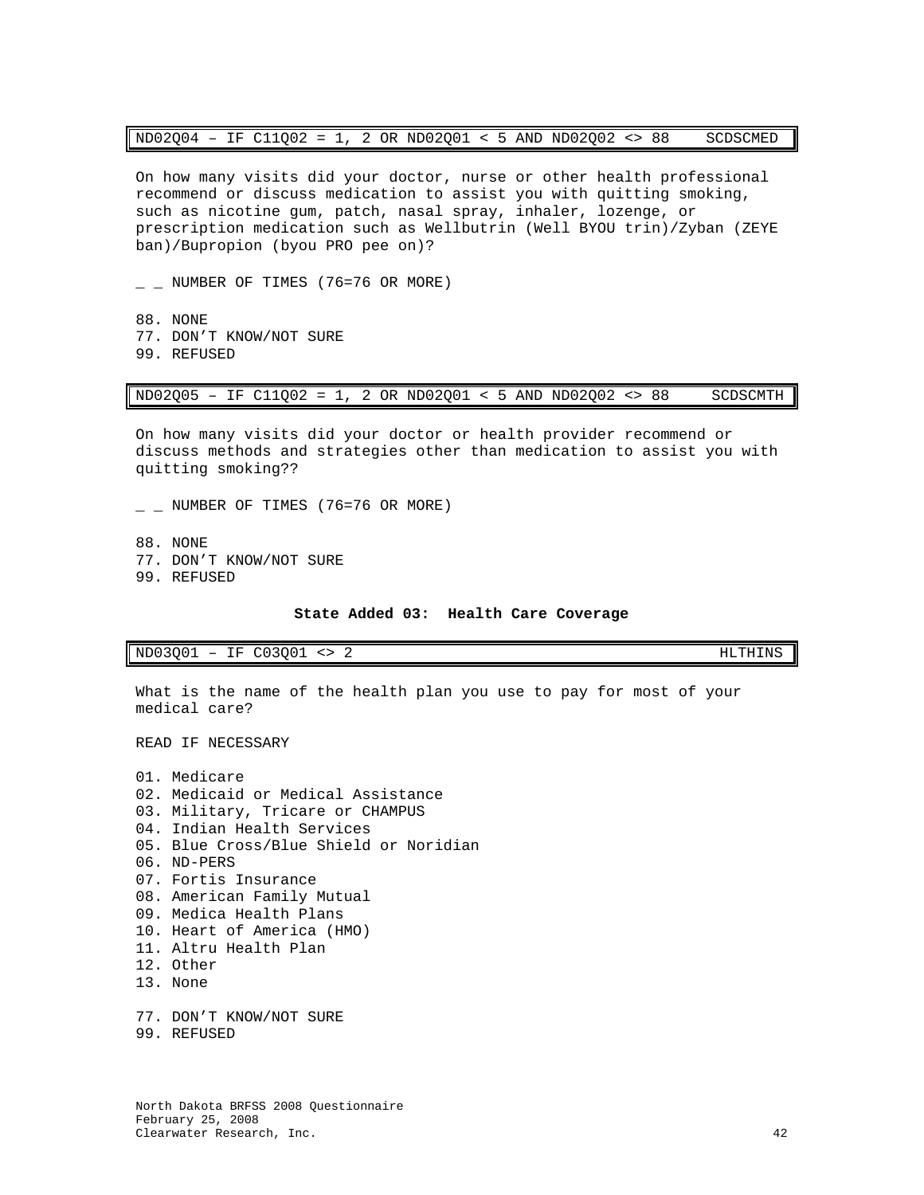| ND02Q04 – IF C11Q02 = 1, 2 OR ND02Q01 < 5 AND ND02Q02 <> 88 | SCDSCMED |
|---|---|

On how many visits did your doctor, nurse or other health professional recommend or discuss medication to assist you with quitting smoking, such as nicotine gum, patch, nasal spray, inhaler, lozenge, or prescription medication such as Wellbutrin (Well BYOU trin)/Zyban (ZEYE ban)/Bupropion (byou PRO pee on)?

_ _ NUMBER OF TIMES (76=76 OR MORE)

88. NONE
77. DON'T KNOW/NOT SURE
99. REFUSED

| ND02Q05 – IF C11Q02 = 1, 2 OR ND02Q01 < 5 AND ND02Q02 <> 88 | SCDSCMTH |
|---|---|

On how many visits did your doctor or health provider recommend or discuss methods and strategies other than medication to assist you with quitting smoking??

_ _ NUMBER OF TIMES (76=76 OR MORE)

88. NONE
77. DON'T KNOW/NOT SURE
99. REFUSED

**State Added 03: Health Care Coverage**

| ND03Q01 – IF C03Q01 <> 2 | HLTHINS |
|---|---|

What is the name of the health plan you use to pay for most of your medical care?

READ IF NECESSARY

01. Medicare
02. Medicaid or Medical Assistance
03. Military, Tricare or CHAMPUS
04. Indian Health Services
05. Blue Cross/Blue Shield or Noridian
06. ND-PERS
07. Fortis Insurance
08. American Family Mutual
09. Medica Health Plans
10. Heart of America (HMO)
11. Altru Health Plan
12. Other
13. None

77. DON'T KNOW/NOT SURE
99. REFUSED

North Dakota BRFSS 2008 Questionnaire
February 25, 2008
Clearwater Research, Inc.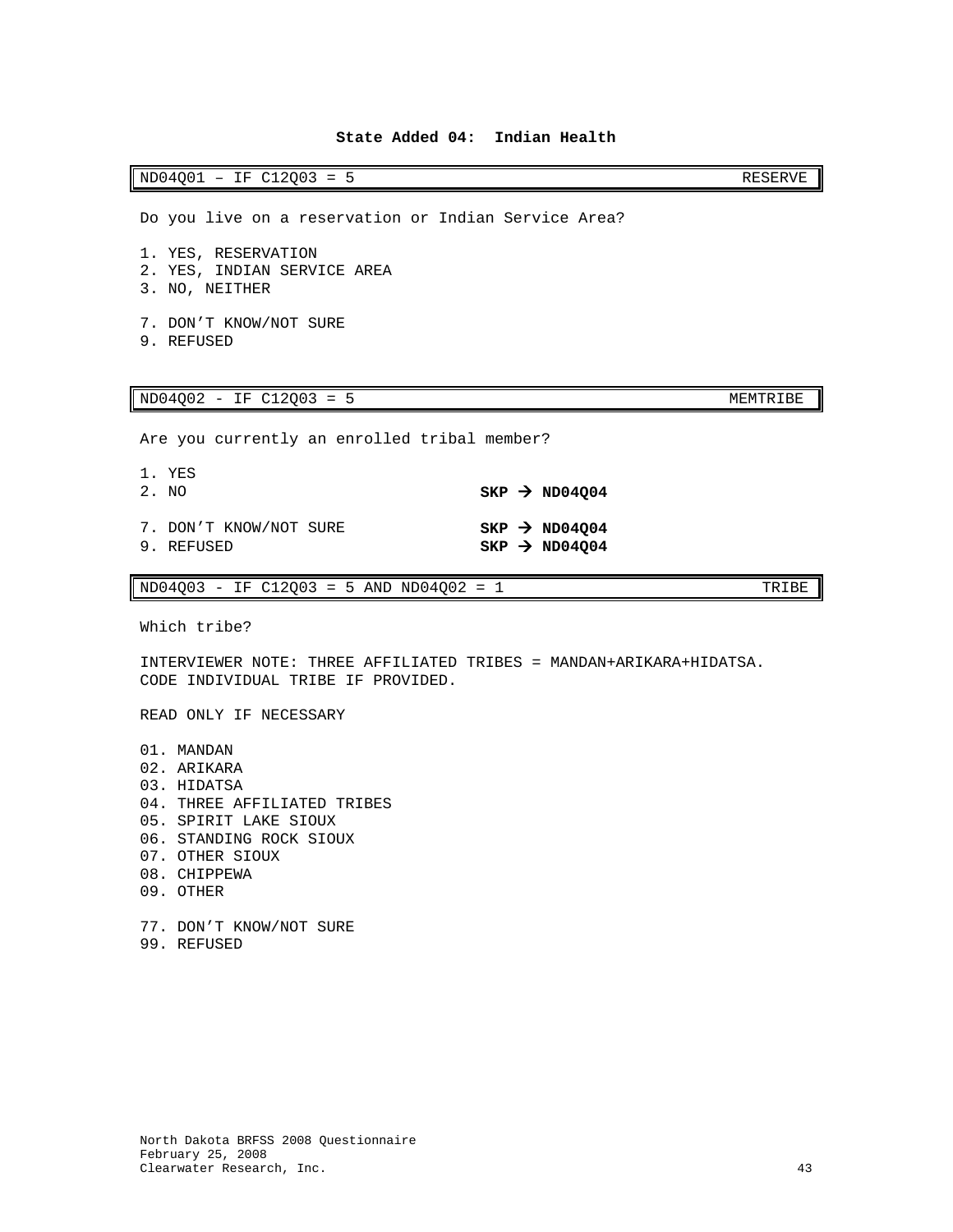## State Added 04: Indian Health

| ND04Q01 – IF C12Q03 = 5 | RESERVE |
| --- | --- |

Do you live on a reservation or Indian Service Area?

1. YES, RESERVATION
2. YES, INDIAN SERVICE AREA
3. NO, NEITHER

7. DON'T KNOW/NOT SURE
9. REFUSED

| ND04Q02 - IF C12Q03 = 5 | MEMTRIBE |
| --- | --- |

Are you currently an enrolled tribal member?

1. YES
2. NO **SKP → ND04Q04**

7. DON'T KNOW/NOT SURE **SKP → ND04Q04**
9. REFUSED **SKP → ND04Q04**

| ND04Q03 - IF C12Q03 = 5 AND ND04Q02 = 1 | TRIBE |
| --- | --- |

Which tribe?

INTERVIEWER NOTE: THREE AFFILIATED TRIBES = MANDAN+ARIKARA+HIDATSA. CODE INDIVIDUAL TRIBE IF PROVIDED.

READ ONLY IF NECESSARY

01. MANDAN
02. ARIKARA
03. HIDATSA
04. THREE AFFILIATED TRIBES
05. SPIRIT LAKE SIOUX
06. STANDING ROCK SIOUX
07. OTHER SIOUX
08. CHIPPEWA
09. OTHER

77. DON'T KNOW/NOT SURE
99. REFUSED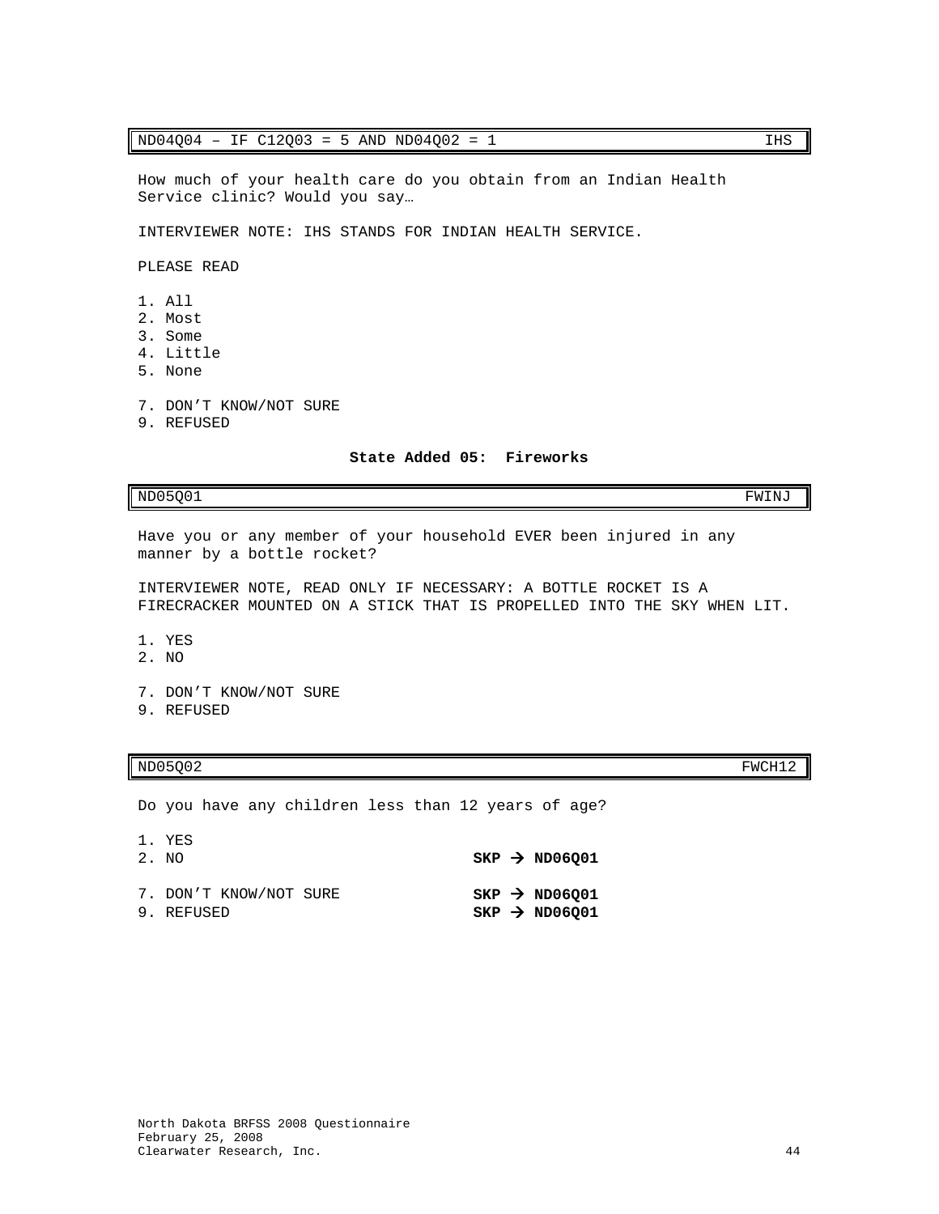| ND04Q04 – IF C12Q03 = 5 AND ND04Q02 = 1 | IHS |
|---|---|

How much of your health care do you obtain from an Indian Health Service clinic? Would you say…

INTERVIEWER NOTE: IHS STANDS FOR INDIAN HEALTH SERVICE.

PLEASE READ

1. All
2. Most
3. Some
4. Little
5. None

7. DON'T KNOW/NOT SURE
9. REFUSED

**State Added 05: Fireworks**

| ND05Q01 | FWINJ |
|---|---|

Have you or any member of your household EVER been injured in any manner by a bottle rocket?

INTERVIEWER NOTE, READ ONLY IF NECESSARY: A BOTTLE ROCKET IS A FIRECRACKER MOUNTED ON A STICK THAT IS PROPELLED INTO THE SKY WHEN LIT.

1. YES
2. NO

7. DON'T KNOW/NOT SURE
9. REFUSED

| ND05Q02 | FWCH12 |
|---|---|

Do you have any children less than 12 years of age?

1. YES
2. NO **SKP → ND06Q01**

7. DON'T KNOW/NOT SURE **SKP → ND06Q01**
9. REFUSED **SKP → ND06Q01**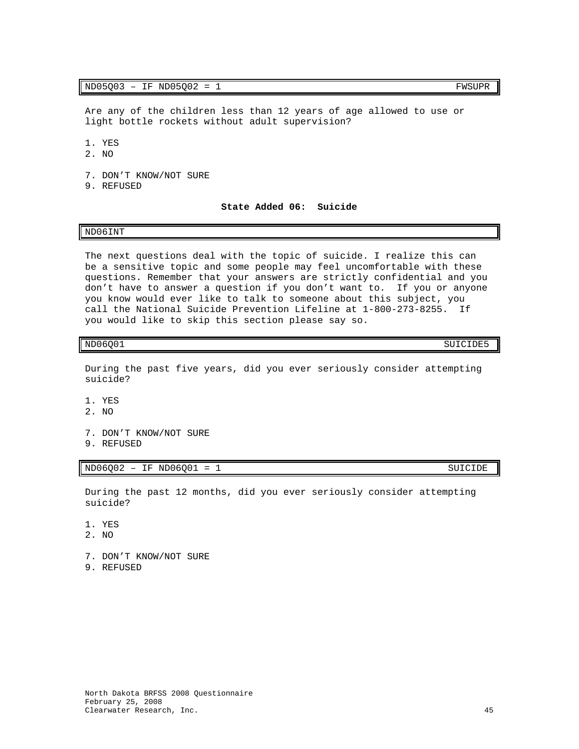| ND05Q03 – IF ND05Q02 = 1 | FWSUPR |
|---|---|

Are any of the children less than 12 years of age allowed to use or light bottle rockets without adult supervision?

1. YES
2. NO

7. DON'T KNOW/NOT SURE
9. REFUSED

**State Added 06: Suicide**

| ND06INT |
|---|

The next questions deal with the topic of suicide. I realize this can be a sensitive topic and some people may feel uncomfortable with these questions. Remember that your answers are strictly confidential and you don't have to answer a question if you don't want to. If you or anyone you know would ever like to talk to someone about this subject, you call the National Suicide Prevention Lifeline at 1-800-273-8255. If you would like to skip this section please say so.

| ND06Q01 | SUICIDE5 |
|---|---|

During the past five years, did you ever seriously consider attempting suicide?

1. YES
2. NO

7. DON'T KNOW/NOT SURE
9. REFUSED

| ND06Q02 – IF ND06Q01 = 1 | SUICIDE |
|---|---|

During the past 12 months, did you ever seriously consider attempting suicide?

1. YES
2. NO

7. DON'T KNOW/NOT SURE
9. REFUSED

North Dakota BRFSS 2008 Questionnaire
February 25, 2008
Clearwater Research, Inc.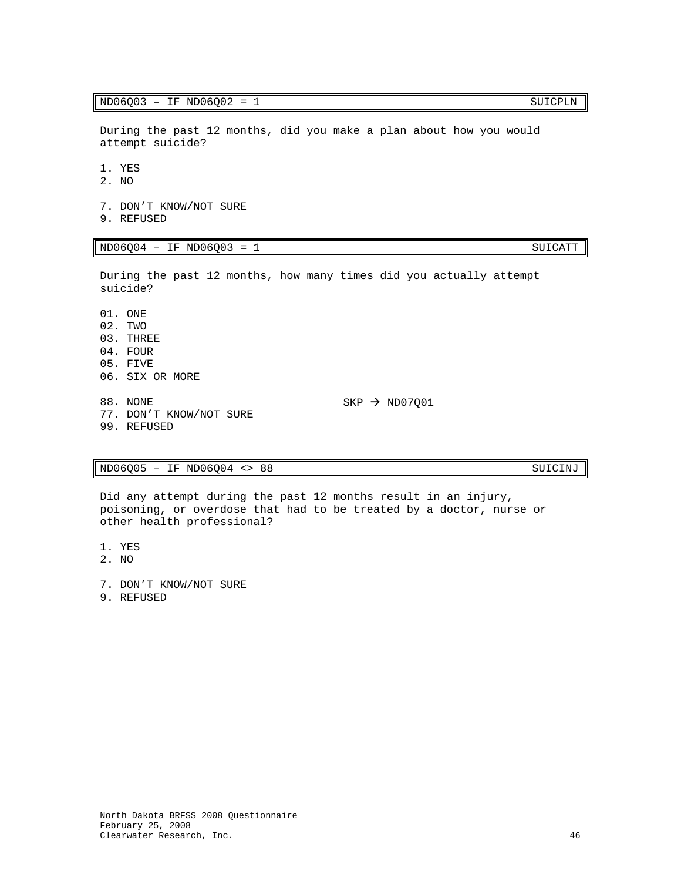| ND06Q03 – IF ND06Q02 = 1 | SUICPLN |
|---|---|

During the past 12 months, did you make a plan about how you would attempt suicide?

1. YES
2. NO

7. DON’T KNOW/NOT SURE
9. REFUSED

| ND06Q04 – IF ND06Q03 = 1 | SUICATT |
|---|---|

During the past 12 months, how many times did you actually attempt suicide?

01. ONE
02. TWO
03. THREE
04. FOUR
05. FIVE
06. SIX OR MORE

88. NONE                                    SKP → ND07Q01
77. DON’T KNOW/NOT SURE
99. REFUSED

| ND06Q05 – IF ND06Q04 <> 88 | SUICINJ |
|---|---|

Did any attempt during the past 12 months result in an injury, poisoning, or overdose that had to be treated by a doctor, nurse or other health professional?

1. YES
2. NO

7. DON’T KNOW/NOT SURE
9. REFUSED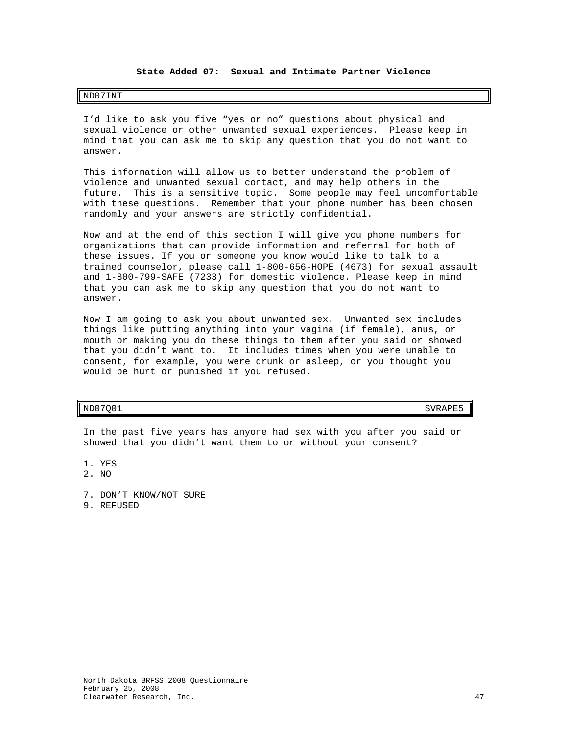### State Added 07: Sexual and Intimate Partner Violence

| ND07INT |
|---|

I'd like to ask you five "yes or no" questions about physical and sexual violence or other unwanted sexual experiences. Please keep in mind that you can ask me to skip any question that you do not want to answer.

This information will allow us to better understand the problem of violence and unwanted sexual contact, and may help others in the future. This is a sensitive topic. Some people may feel uncomfortable with these questions. Remember that your phone number has been chosen randomly and your answers are strictly confidential.

Now and at the end of this section I will give you phone numbers for organizations that can provide information and referral for both of these issues. If you or someone you know would like to talk to a trained counselor, please call 1-800-656-HOPE (4673) for sexual assault and 1-800-799-SAFE (7233) for domestic violence. Please keep in mind that you can ask me to skip any question that you do not want to answer.

Now I am going to ask you about unwanted sex. Unwanted sex includes things like putting anything into your vagina (if female), anus, or mouth or making you do these things to them after you said or showed that you didn't want to. It includes times when you were unable to consent, for example, you were drunk or asleep, or you thought you would be hurt or punished if you refused.

| ND07Q01 | SVRAPE5 |
|---|---|

In the past five years has anyone had sex with you after you said or showed that you didn't want them to or without your consent?

1. YES
2. NO

7. DON'T KNOW/NOT SURE
9. REFUSED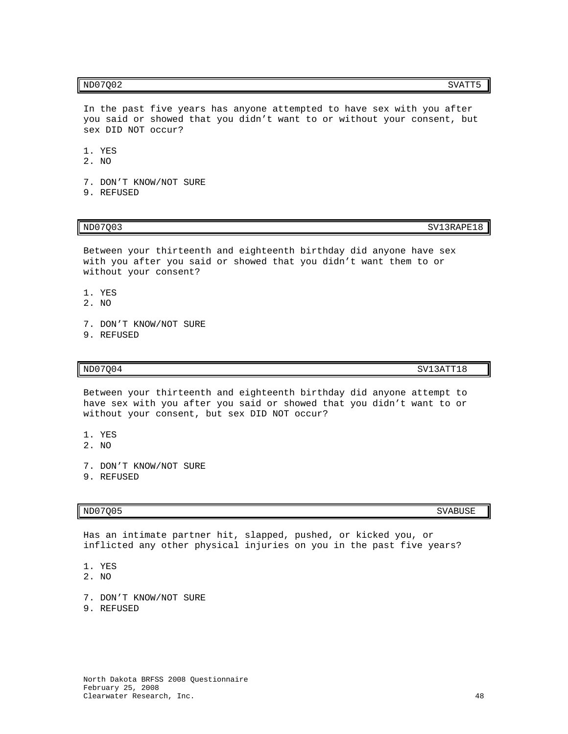| ND07Q02 | SVATT5 |
|---|---|

In the past five years has anyone attempted to have sex with you after you said or showed that you didn't want to or without your consent, but sex DID NOT occur?

1. YES
2. NO

7. DON'T KNOW/NOT SURE
9. REFUSED

| ND07Q03 | SV13RAPE18 |
|---|---|

Between your thirteenth and eighteenth birthday did anyone have sex with you after you said or showed that you didn't want them to or without your consent?

1. YES
2. NO

7. DON'T KNOW/NOT SURE
9. REFUSED

| ND07Q04 | SV13ATT18 |
|---|---|

Between your thirteenth and eighteenth birthday did anyone attempt to have sex with you after you said or showed that you didn't want to or without your consent, but sex DID NOT occur?

1. YES
2. NO

7. DON'T KNOW/NOT SURE
9. REFUSED

| ND07Q05 | SVABUSE |
|---|---|

Has an intimate partner hit, slapped, pushed, or kicked you, or inflicted any other physical injuries on you in the past five years?

1. YES
2. NO

7. DON'T KNOW/NOT SURE
9. REFUSED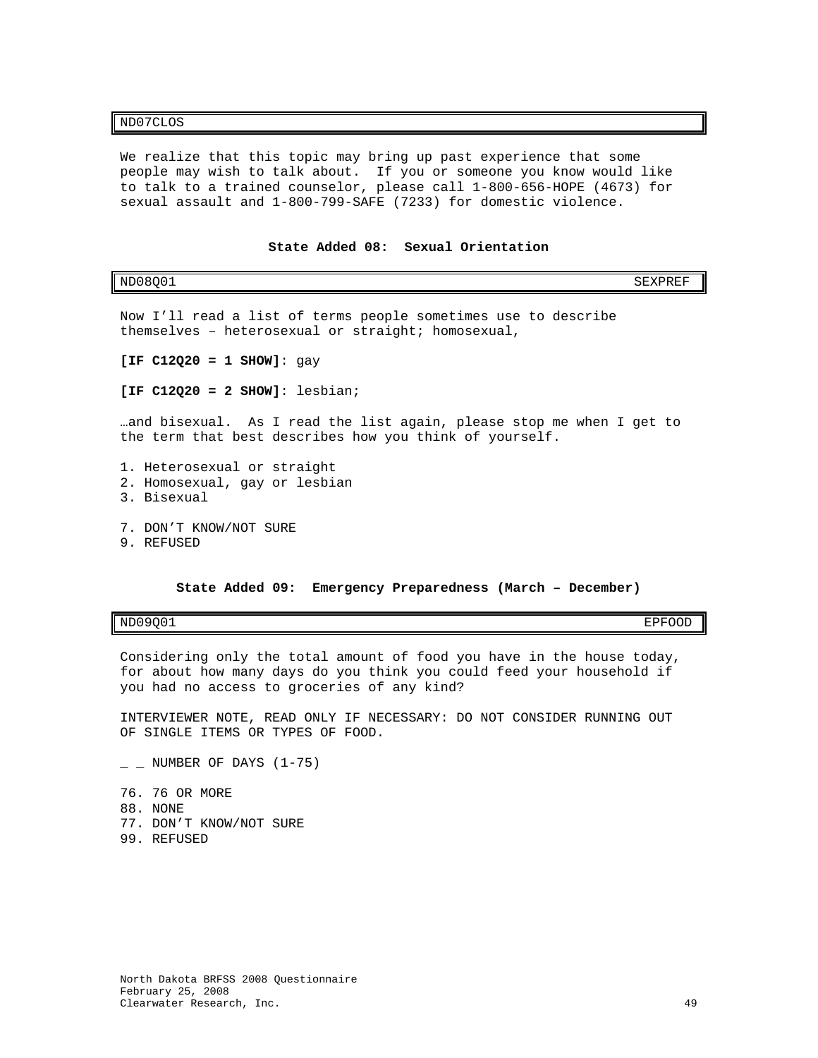| ND07CLOS |
|---|

We realize that this topic may bring up past experience that some people may wish to talk about. If you or someone you know would like to talk to a trained counselor, please call 1-800-656-HOPE (4673) for sexual assault and 1-800-799-SAFE (7233) for domestic violence.

### State Added 08: Sexual Orientation

| ND08Q01 | SEXPREF |
|---|---|

Now I'll read a list of terms people sometimes use to describe themselves – heterosexual or straight; homosexual,

**[IF C12Q20 = 1 SHOW]**: gay

**[IF C12Q20 = 2 SHOW]**: lesbian;

…and bisexual. As I read the list again, please stop me when I get to the term that best describes how you think of yourself.

1. Heterosexual or straight
2. Homosexual, gay or lesbian
3. Bisexual

7. DON'T KNOW/NOT SURE
9. REFUSED

### State Added 09: Emergency Preparedness (March – December)

| ND09Q01 | EPFOOD |
|---|---|

Considering only the total amount of food you have in the house today, for about how many days do you think you could feed your household if you had no access to groceries of any kind?

INTERVIEWER NOTE, READ ONLY IF NECESSARY: DO NOT CONSIDER RUNNING OUT OF SINGLE ITEMS OR TYPES OF FOOD.

_ _ NUMBER OF DAYS (1-75)

76. 76 OR MORE
88. NONE
77. DON'T KNOW/NOT SURE
99. REFUSED

North Dakota BRFSS 2008 Questionnaire
February 25, 2008
Clearwater Research, Inc.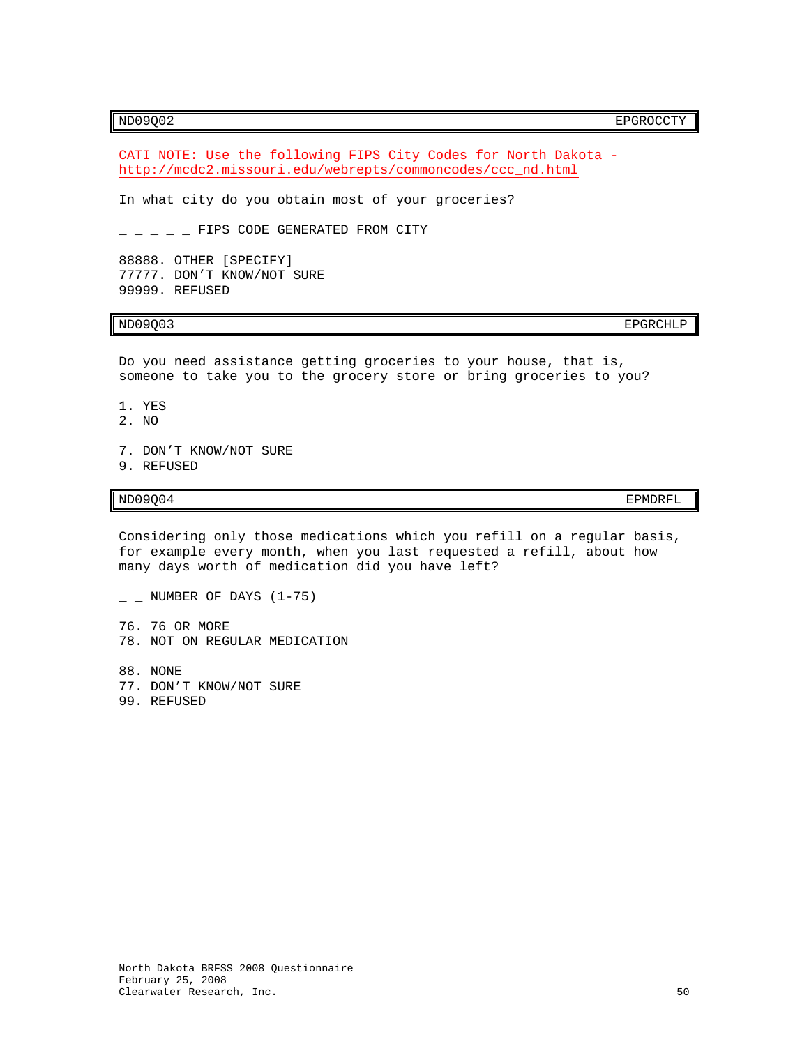| ND09Q02 | EPGROCCTY |
|---|---|

CATI NOTE: Use the following FIPS City Codes for North Dakota - http://mcdc2.missouri.edu/webrepts/commoncodes/ccc_nd.html

In what city do you obtain most of your groceries?

_ _ _ _ _ FIPS CODE GENERATED FROM CITY

88888. OTHER [SPECIFY]
77777. DON'T KNOW/NOT SURE
99999. REFUSED

| ND09Q03 | EPGRCHLP |
|---|---|

Do you need assistance getting groceries to your house, that is, someone to take you to the grocery store or bring groceries to you?

1. YES
2. NO

7. DON'T KNOW/NOT SURE
9. REFUSED

| ND09Q04 | EPMDRFL |
|---|---|

Considering only those medications which you refill on a regular basis, for example every month, when you last requested a refill, about how many days worth of medication did you have left?

_ _ NUMBER OF DAYS (1-75)

76. 76 OR MORE
78. NOT ON REGULAR MEDICATION

88. NONE
77. DON'T KNOW/NOT SURE
99. REFUSED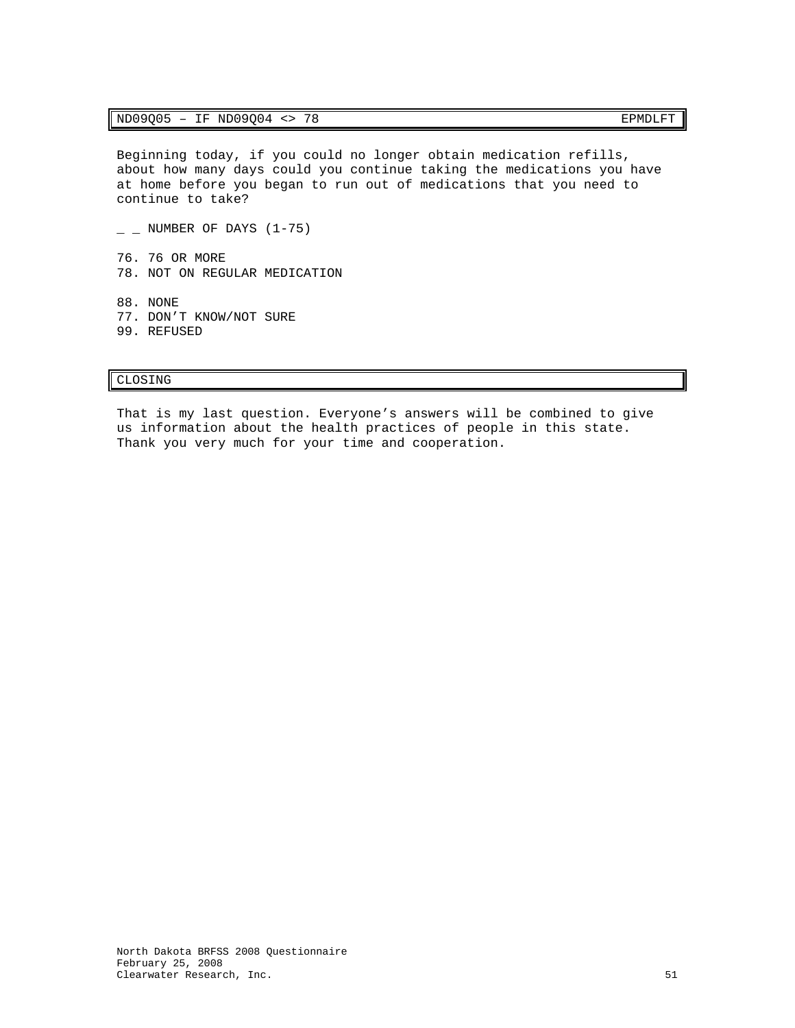ND09Q05 – IF ND09Q04 <> 78 EPMDLFT

Beginning today, if you could no longer obtain medication refills, about how many days could you continue taking the medications you have at home before you began to run out of medications that you need to continue to take?

_ _ NUMBER OF DAYS (1-75)

76. 76 OR MORE
78. NOT ON REGULAR MEDICATION

88. NONE
77. DON'T KNOW/NOT SURE
99. REFUSED

CLOSING

That is my last question. Everyone's answers will be combined to give us information about the health practices of people in this state. Thank you very much for your time and cooperation.